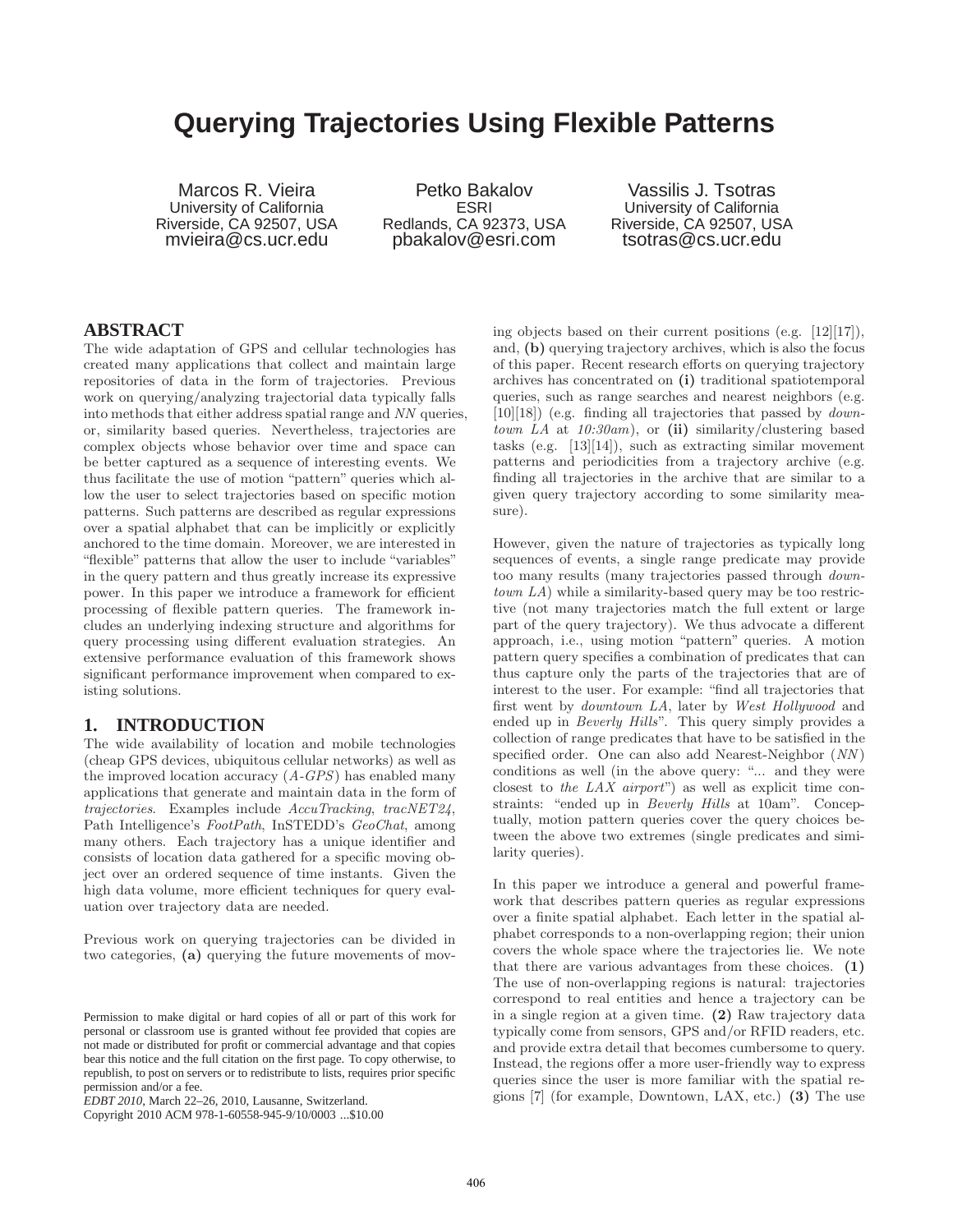# Querying Trajectories Using Flexible Patterns

Marcos R. Vieira
University of California
Riverside, CA 92507, USA
mvieira@cs.ucr.edu

Petko Bakalov
ESRI
Redlands, CA 92373, USA
pbakalov@esri.com

Vassilis J. Tsotras
University of California
Riverside, CA 92507, USA
tsotras@cs.ucr.edu

## ABSTRACT

The wide adaptation of GPS and cellular technologies has created many applications that collect and maintain large repositories of data in the form of trajectories. Previous work on querying/analyzing trajectorial data typically falls into methods that either address spatial range and *NN* queries, or, similarity based queries. Nevertheless, trajectories are complex objects whose behavior over time and space can be better captured as a sequence of interesting events. We thus facilitate the use of motion "pattern" queries which allow the user to select trajectories based on specific motion patterns. Such patterns are described as regular expressions over a spatial alphabet that can be implicitly or explicitly anchored to the time domain. Moreover, we are interested in "flexible" patterns that allow the user to include "variables" in the query pattern and thus greatly increase its expressive power. In this paper we introduce a framework for efficient processing of flexible pattern queries. The framework includes an underlying indexing structure and algorithms for query processing using different evaluation strategies. An extensive performance evaluation of this framework shows significant performance improvement when compared to existing solutions.

## 1. INTRODUCTION

The wide availability of location and mobile technologies (cheap GPS devices, ubiquitous cellular networks) as well as the improved location accuracy (*A-GPS*) has enabled many applications that generate and maintain data in the form of *trajectories*. Examples include *AccuTracking*, *tracNET24*, Path Intelligence's *FootPath*, InSTEDD's *GeoChat*, among many others. Each trajectory has a unique identifier and consists of location data gathered for a specific moving object over an ordered sequence of time instants. Given the high data volume, more efficient techniques for query evaluation over trajectory data are needed.

Previous work on querying trajectories can be divided in two categories, **(a)** querying the future movements of moving objects based on their current positions (e.g. [12][17]), and, **(b)** querying trajectory archives, which is also the focus of this paper. Recent research efforts on querying trajectory archives has concentrated on **(i)** traditional spatiotemporal queries, such as range searches and nearest neighbors (e.g. [10][18]) (e.g. finding all trajectories that passed by *downtown LA* at *10:30am*), or **(ii)** similarity/clustering based tasks (e.g. [13][14]), such as extracting similar movement patterns and periodicities from a trajectory archive (e.g. finding all trajectories in the archive that are similar to a given query trajectory according to some similarity measure).

However, given the nature of trajectories as typically long sequences of events, a single range predicate may provide too many results (many trajectories passed through *downtown LA*) while a similarity-based query may be too restrictive (not many trajectories match the full extent or large part of the query trajectory). We thus advocate a different approach, i.e., using motion "pattern" queries. A motion pattern query specifies a combination of predicates that can thus capture only the parts of the trajectories that are of interest to the user. For example: "find all trajectories that first went by *downtown LA*, later by *West Hollywood* and ended up in *Beverly Hills*". This query simply provides a collection of range predicates that have to be satisfied in the specified order. One can also add Nearest-Neighbor (*NN*) conditions as well (in the above query: "... and they were closest to *the LAX airport*") as well as explicit time constraints: "ended up in *Beverly Hills* at 10am". Conceptually, motion pattern queries cover the query choices between the above two extremes (single predicates and similarity queries).

In this paper we introduce a general and powerful framework that describes pattern queries as regular expressions over a finite spatial alphabet. Each letter in the spatial alphabet corresponds to a non-overlapping region; their union covers the whole space where the trajectories lie. We note that there are various advantages from these choices. **(1)** The use of non-overlapping regions is natural: trajectories correspond to real entities and hence a trajectory can be in a single region at a given time. **(2)** Raw trajectory data typically come from sensors, GPS and/or RFID readers, etc. and provide extra detail that becomes cumbersome to query. Instead, the regions offer a more user-friendly way to express queries since the user is more familiar with the spatial regions [7] (for example, Downtown, LAX, etc.) **(3)** The use

Permission to make digital or hard copies of all or part of this work for personal or classroom use is granted without fee provided that copies are not made or distributed for profit or commercial advantage and that copies bear this notice and the full citation on the first page. To copy otherwise, to republish, to post on servers or to redistribute to lists, requires prior specific permission and/or a fee.
*EDBT 2010*, March 22–26, 2010, Lausanne, Switzerland.
Copyright 2010 ACM 978-1-60558-945-9/10/0003 ...$10.00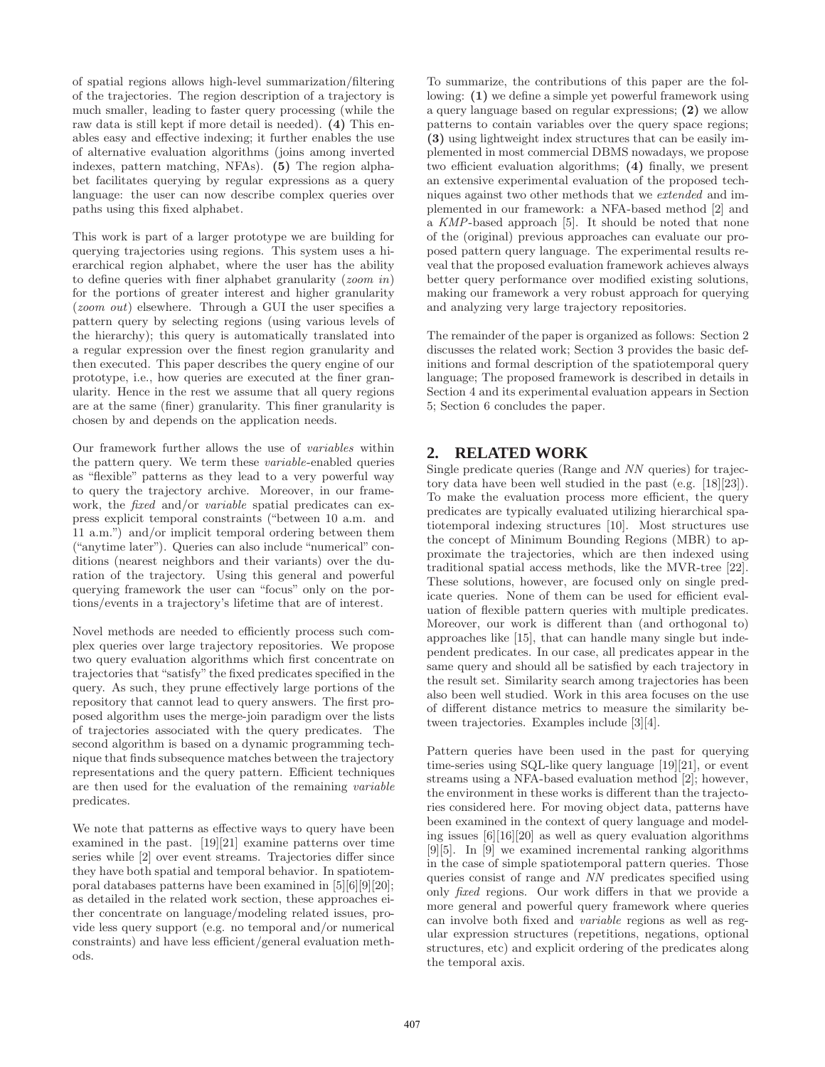of spatial regions allows high-level summarization/filtering of the trajectories. The region description of a trajectory is much smaller, leading to faster query processing (while the raw data is still kept if more detail is needed). **(4)** This enables easy and effective indexing; it further enables the use of alternative evaluation algorithms (joins among inverted indexes, pattern matching, NFAs). **(5)** The region alphabet facilitates querying by regular expressions as a query language: the user can now describe complex queries over paths using this fixed alphabet.

This work is part of a larger prototype we are building for querying trajectories using regions. This system uses a hierarchical region alphabet, where the user has the ability to define queries with finer alphabet granularity (*zoom in*) for the portions of greater interest and higher granularity (*zoom out*) elsewhere. Through a GUI the user specifies a pattern query by selecting regions (using various levels of the hierarchy); this query is automatically translated into a regular expression over the finest region granularity and then executed. This paper describes the query engine of our prototype, i.e., how queries are executed at the finer granularity. Hence in the rest we assume that all query regions are at the same (finer) granularity. This finer granularity is chosen by and depends on the application needs.

Our framework further allows the use of *variables* within the pattern query. We term these *variable*-enabled queries as "flexible" patterns as they lead to a very powerful way to query the trajectory archive. Moreover, in our framework, the *fixed* and/or *variable* spatial predicates can express explicit temporal constraints ("between 10 a.m. and 11 a.m.") and/or implicit temporal ordering between them ("anytime later"). Queries can also include "numerical" conditions (nearest neighbors and their variants) over the duration of the trajectory. Using this general and powerful querying framework the user can "focus" only on the portions/events in a trajectory's lifetime that are of interest.

Novel methods are needed to efficiently process such complex queries over large trajectory repositories. We propose two query evaluation algorithms which first concentrate on trajectories that "satisfy" the fixed predicates specified in the query. As such, they prune effectively large portions of the repository that cannot lead to query answers. The first proposed algorithm uses the merge-join paradigm over the lists of trajectories associated with the query predicates. The second algorithm is based on a dynamic programming technique that finds subsequence matches between the trajectory representations and the query pattern. Efficient techniques are then used for the evaluation of the remaining *variable* predicates.

We note that patterns as effective ways to query have been examined in the past. [19][21] examine patterns over time series while [2] over event streams. Trajectories differ since they have both spatial and temporal behavior. In spatiotemporal databases patterns have been examined in [5][6][9][20]; as detailed in the related work section, these approaches either concentrate on language/modeling related issues, provide less query support (e.g. no temporal and/or numerical constraints) and have less efficient/general evaluation methods.

To summarize, the contributions of this paper are the following: **(1)** we define a simple yet powerful framework using a query language based on regular expressions; **(2)** we allow patterns to contain variables over the query space regions; **(3)** using lightweight index structures that can be easily implemented in most commercial DBMS nowadays, we propose two efficient evaluation algorithms; **(4)** finally, we present an extensive experimental evaluation of the proposed techniques against two other methods that we *extended* and implemented in our framework: a NFA-based method [2] and a *KMP*-based approach [5]. It should be noted that none of the (original) previous approaches can evaluate our proposed pattern query language. The experimental results reveal that the proposed evaluation framework achieves always better query performance over modified existing solutions, making our framework a very robust approach for querying and analyzing very large trajectory repositories.

The remainder of the paper is organized as follows: Section 2 discusses the related work; Section 3 provides the basic definitions and formal description of the spatiotemporal query language; The proposed framework is described in details in Section 4 and its experimental evaluation appears in Section 5; Section 6 concludes the paper.

## 2. RELATED WORK

Single predicate queries (Range and *NN* queries) for trajectory data have been well studied in the past (e.g. [18][23]). To make the evaluation process more efficient, the query predicates are typically evaluated utilizing hierarchical spatiotemporal indexing structures [10]. Most structures use the concept of Minimum Bounding Regions (MBR) to approximate the trajectories, which are then indexed using traditional spatial access methods, like the MVR-tree [22]. These solutions, however, are focused only on single predicate queries. None of them can be used for efficient evaluation of flexible pattern queries with multiple predicates. Moreover, our work is different than (and orthogonal to) approaches like [15], that can handle many single but independent predicates. In our case, all predicates appear in the same query and should all be satisfied by each trajectory in the result set. Similarity search among trajectories has been also been well studied. Work in this area focuses on the use of different distance metrics to measure the similarity between trajectories. Examples include [3][4].

Pattern queries have been used in the past for querying time-series using SQL-like query language [19][21], or event streams using a NFA-based evaluation method [2]; however, the environment in these works is different than the trajectories considered here. For moving object data, patterns have been examined in the context of query language and modeling issues [6][16][20] as well as query evaluation algorithms [9][5]. In [9] we examined incremental ranking algorithms in the case of simple spatiotemporal pattern queries. Those queries consist of range and *NN* predicates specified using only *fixed* regions. Our work differs in that we provide a more general and powerful query framework where queries can involve both fixed and *variable* regions as well as regular expression structures (repetitions, negations, optional structures, etc) and explicit ordering of the predicates along the temporal axis.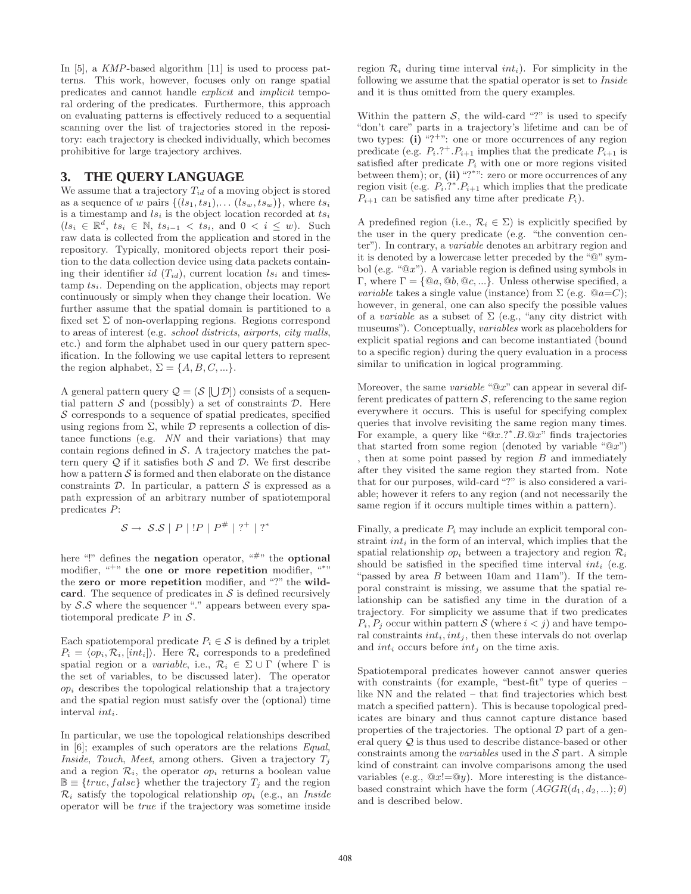In [5], a *KMP*-based algorithm [11] is used to process patterns. This work, however, focuses only on range spatial predicates and cannot handle *explicit* and *implicit* temporal ordering of the predicates. Furthermore, this approach on evaluating patterns is effectively reduced to a sequential scanning over the list of trajectories stored in the repository: each trajectory is checked individually, which becomes prohibitive for large trajectory archives.

## 3. THE QUERY LANGUAGE

We assume that a trajectory $T_{id}$ of a moving object is stored as a sequence of $w$ pairs $\{(ls_1, ts_1), \ldots (ls_w, ts_w)\}$, where $ts_i$ is a timestamp and $ls_i$ is the object location recorded at $ts_i$ ($ls_i \in \mathbb{R}^d$, $ts_i \in \mathbb{N}$, $ts_{i-1} < ts_i$, and $0 < i \leq w$). Such raw data is collected from the application and stored in the repository. Typically, monitored objects report their position to the data collection device using data packets containing their identifier *id* ($T_{id}$), current location $ls_i$ and timestamp $ts_i$. Depending on the application, objects may report continuously or simply when they change their location. We further assume that the spatial domain is partitioned to a fixed set $\Sigma$ of non-overlapping regions. Regions correspond to areas of interest (e.g. *school districts*, *airports*, *city malls*, etc.) and form the alphabet used in our query pattern specification. In the following we use capital letters to represent the region alphabet, $\Sigma = \{A, B, C, ...\}$.

A general pattern query $\mathcal{Q} = (\mathcal{S}\ [\bigcup \mathcal{D}])$ consists of a sequential pattern $\mathcal{S}$ and (possibly) a set of constraints $\mathcal{D}$. Here $\mathcal{S}$ corresponds to a sequence of spatial predicates, specified using regions from $\Sigma$, while $\mathcal{D}$ represents a collection of distance functions (e.g. *NN* and their variations) that may contain regions defined in $\mathcal{S}$. A trajectory matches the pattern query $\mathcal{Q}$ if it satisfies both $\mathcal{S}$ and $\mathcal{D}$. We first describe how a pattern $\mathcal{S}$ is formed and then elaborate on the distance constraints $\mathcal{D}$. In particular, a pattern $\mathcal{S}$ is expressed as a path expression of an arbitrary number of spatiotemporal predicates $P$:

$$\mathcal{S} \rightarrow\ \mathcal{S}.\mathcal{S}\ |\ P\ |\ !P\ |\ P^{\#}\ |\ ?^{+}\ |\ ?^{*}$$

here "!" defines the **negation** operator, "$^{\#}$" the **optional** modifier, "$^{+}$" the **one or more repetition** modifier, "$^{*}$" the **zero or more repetition** modifier, and "?" the **wild-card**. The sequence of predicates in $\mathcal{S}$ is defined recursively by $\mathcal{S}.\mathcal{S}$ where the sequencer "." appears between every spatiotemporal predicate $P$ in $\mathcal{S}$.

Each spatiotemporal predicate $P_i \in \mathcal{S}$ is defined by a triplet $P_i = \langle op_i, \mathcal{R}_i, [int_i] \rangle$. Here $\mathcal{R}_i$ corresponds to a predefined spatial region or a *variable*, i.e., $\mathcal{R}_i \in \Sigma \cup \Gamma$ (where $\Gamma$ is the set of variables, to be discussed later). The operator $op_i$ describes the topological relationship that a trajectory and the spatial region must satisfy over the (optional) time interval $int_i$.

In particular, we use the topological relationships described in [6]; examples of such operators are the relations *Equal*, *Inside*, *Touch*, *Meet*, among others. Given a trajectory $T_j$ and a region $\mathcal{R}_i$, the operator $op_i$ returns a boolean value $\mathbb{B} \equiv \{true, false\}$ whether the trajectory $T_j$ and the region $\mathcal{R}_i$ satisfy the topological relationship $op_i$ (e.g., an *Inside* operator will be *true* if the trajectory was sometime inside region $\mathcal{R}_i$ during time interval $int_i$). For simplicity in the following we assume that the spatial operator is set to *Inside* and it is thus omitted from the query examples.

Within the pattern $\mathcal{S}$, the wild-card "?" is used to specify "don't care" parts in a trajectory's lifetime and can be of two types: **(i)** "$?^{+}$": one or more occurrences of any region predicate (e.g. $P_i.?^{+}.P_{i+1}$ implies that the predicate $P_{i+1}$ is satisfied after predicate $P_i$ with one or more regions visited between them); or, **(ii)** "$?^{*}$": zero or more occurrences of any region visit (e.g. $P_i.?^{*}.P_{i+1}$ which implies that the predicate $P_{i+1}$ can be satisfied any time after predicate $P_i$).

A predefined region (i.e., $\mathcal{R}_i \in \Sigma$) is explicitly specified by the user in the query predicate (e.g. "the convention center"). In contrary, a *variable* denotes an arbitrary region and it is denoted by a lowercase letter preceded by the "@" symbol (e.g. "@$x$"). A variable region is defined using symbols in $\Gamma$, where $\Gamma = \{@a, @b, @c, ...\}$. Unless otherwise specified, a *variable* takes a single value (instance) from $\Sigma$ (e.g. $@a{=}C$); however, in general, one can also specify the possible values of a *variable* as a subset of $\Sigma$ (e.g., "any city district with museums"). Conceptually, *variables* work as placeholders for explicit spatial regions and can become instantiated (bound to a specific region) during the query evaluation in a process similar to unification in logical programming.

Moreover, the same *variable* "@$x$" can appear in several different predicates of pattern $\mathcal{S}$, referencing to the same region everywhere it occurs. This is useful for specifying complex queries that involve revisiting the same region many times. For example, a query like "$@x.?^{*}.B.@x$" finds trajectories that started from some region (denoted by variable "@$x$") , then at some point passed by region $B$ and immediately after they visited the same region they started from. Note that for our purposes, wild-card "?" is also considered a variable; however it refers to any region (and not necessarily the same region if it occurs multiple times within a pattern).

Finally, a predicate $P_i$ may include an explicit temporal constraint $int_i$ in the form of an interval, which implies that the spatial relationship $op_i$ between a trajectory and region $\mathcal{R}_i$ should be satisfied in the specified time interval $int_i$ (e.g. "passed by area $B$ between 10am and 11am"). If the temporal constraint is missing, we assume that the spatial relationship can be satisfied any time in the duration of a trajectory. For simplicity we assume that if two predicates $P_i, P_j$ occur within pattern $\mathcal{S}$ (where $i < j$) and have temporal constraints $int_i, int_j$, then these intervals do not overlap and $int_i$ occurs before $int_j$ on the time axis.

Spatiotemporal predicates however cannot answer queries with constraints (for example, "best-fit" type of queries – like NN and the related – that find trajectories which best match a specified pattern). This is because topological predicates are binary and thus cannot capture distance based properties of the trajectories. The optional $\mathcal{D}$ part of a general query $\mathcal{Q}$ is thus used to describe distance-based or other constraints among the *variables* used in the $\mathcal{S}$ part. A simple kind of constraint can involve comparisons among the used variables (e.g., $@x{!=}@y$). More interesting is the distance-based constraint which have the form $(AGGR(d_1, d_2, ...); \theta)$ and is described below.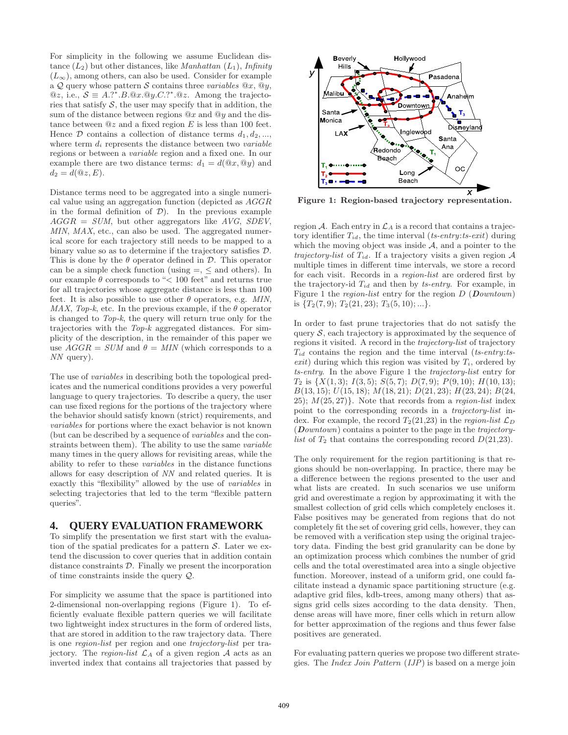For simplicity in the following we assume Euclidean distance ($L_2$) but other distances, like *Manhattan* ($L_1$), *Infinity* ($L_\infty$), among others, can also be used. Consider for example a $\mathcal{Q}$ query whose pattern $\mathcal{S}$ contains three *variables* @$x$, @$y$, @$z$, i.e., $\mathcal{S} \equiv A.?^*.B.@x.@y.C.?^*.@z$. Among the trajectories that satisfy $\mathcal{S}$, the user may specify that in addition, the sum of the distance between regions @$x$ and @$y$ and the distance between @$z$ and a fixed region $E$ is less than 100 feet. Hence $\mathcal{D}$ contains a collection of distance terms $d_1, d_2, ...$, where term $d_i$ represents the distance between two *variable* regions or between a *variable* region and a fixed one. In our example there are two distance terms: $d_1 = d(@x, @y)$ and $d_2 = d(@z, E)$.

Distance terms need to be aggregated into a single numerical value using an aggregation function (depicted as *AGGR* in the formal definition of $\mathcal{D}$). In the previous example *AGGR* = *SUM*, but other aggregators like *AVG*, *SDEV*, *MIN*, *MAX*, etc., can also be used. The aggregated numerical score for each trajectory still needs to be mapped to a binary value so as to determine if the trajectory satisfies $\mathcal{D}$. This is done by the $\theta$ operator defined in $\mathcal{D}$. This operator can be a simple check function (using $=$, $\leq$ and others). In our example $\theta$ corresponds to "$<$ 100 feet" and returns true for all trajectories whose aggregate distance is less than 100 feet. It is also possible to use other $\theta$ operators, e.g. *MIN*, *MAX*, *Top-k*, etc. In the previous example, if the $\theta$ operator is changed to *Top-k*, the query will return true only for the trajectories with the *Top-k* aggregated distances. For simplicity of the description, in the remainder of this paper we use *AGGR* = *SUM* and $\theta$ = *MIN* (which corresponds to a *NN* query).

The use of *variables* in describing both the topological predicates and the numerical conditions provides a very powerful language to query trajectories. To describe a query, the user can use fixed regions for the portions of the trajectory where the behavior should satisfy known (strict) requirements, and *variables* for portions where the exact behavior is not known (but can be described by a sequence of *variables* and the constraints between them). The ability to use the same *variable* many times in the query allows for revisiting areas, while the ability to refer to these *variables* in the distance functions allows for easy description of *NN* and related queries. It is exactly this "flexibility" allowed by the use of *variables* in selecting trajectories that led to the term "flexible pattern queries".

## 4. QUERY EVALUATION FRAMEWORK

To simplify the presentation we first start with the evaluation of the spatial predicates for a pattern $\mathcal{S}$. Later we extend the discussion to cover queries that in addition contain distance constraints $\mathcal{D}$. Finally we present the incorporation of time constraints inside the query $\mathcal{Q}$.

For simplicity we assume that the space is partitioned into 2-dimensional non-overlapping regions (Figure 1). To efficiently evaluate flexible pattern queries we will facilitate two lightweight index structures in the form of ordered lists, that are stored in addition to the raw trajectory data. There is one *region-list* per region and one *trajectory-list* per trajectory. The *region-list* $\mathcal{L}_A$ of a given region $\mathcal{A}$ acts as an inverted index that contains all trajectories that passed by

y
Beverly Hills
Hollywood
Pasadena
Malibu
Anaheim
Santa Monica
Downtown
T3
LAX
T2
Inglewood
Disneyland
Santa Ana
Redondo Beach
T1
T1
T2
T3
Long Beach
OC
x

**Figure 1: Region-based trajectory representation.**

region $\mathcal{A}$. Each entry in $\mathcal{L}_A$ is a record that contains a trajectory identifier $T_{id}$, the time interval (*ts-entry*:*ts-exit*) during which the moving object was inside $\mathcal{A}$, and a pointer to the *trajectory-list* of $T_{id}$. If a trajectory visits a given region $\mathcal{A}$ multiple times in different time intervals, we store a record for each visit. Records in a *region-list* are ordered first by the trajectory-id $T_{id}$ and then by *ts-entry*. For example, in Figure 1 the *region-list* entry for the region $D$ (***D**owntown*) is $\{T_2(7, 9); T_2(21, 23); T_3(5, 10); ...\}$.

In order to fast prune trajectories that do not satisfy the query $\mathcal{S}$, each trajectory is approximated by the sequence of regions it visited. A record in the *trajectory-list* of trajectory $T_{id}$ contains the region and the time interval (*ts-entry*:*ts-exit*) during which this region was visited by $T_i$, ordered by *ts-entry*. In the above Figure 1 the *trajectory-list* entry for $T_2$ is $\{X(1, 3); I(3, 5); S(5, 7); D(7, 9); P(9, 10); H(10, 13); B(13, 15); U(15, 18); M(18, 21); D(21, 23); H(23, 24); B(24, 25); M(25, 27)\}$. Note that records from a *region-list* index point to the corresponding records in a *trajectory-list* index. For example, the record $T_2$(21,23) in the *region-list* $\mathcal{L}_D$ (***D**owntown*) contains a pointer to the page in the *trajectory-list* of $T_2$ that contains the corresponding record $D$(21,23).

The only requirement for the region partitioning is that regions should be non-overlapping. In practice, there may be a difference between the regions presented to the user and what lists are created. In such scenarios we use uniform grid and overestimate a region by approximating it with the smallest collection of grid cells which completely encloses it. False positives may be generated from regions that do not completely fit the set of covering grid cells, however, they can be removed with a verification step using the original trajectory data. Finding the best grid granularity can be done by an optimization process which combines the number of grid cells and the total overestimated area into a single objective function. Moreover, instead of a uniform grid, one could facilitate instead a dynamic space partitioning structure (e.g. adaptive grid files, kdb-trees, among many others) that assigns grid cells sizes according to the data density. Then, dense areas will have more, finer cells which in return allow for better approximation of the regions and thus fewer false positives are generated.

For evaluating pattern queries we propose two different strategies. The *Index Join Pattern* (*IJP*) is based on a merge join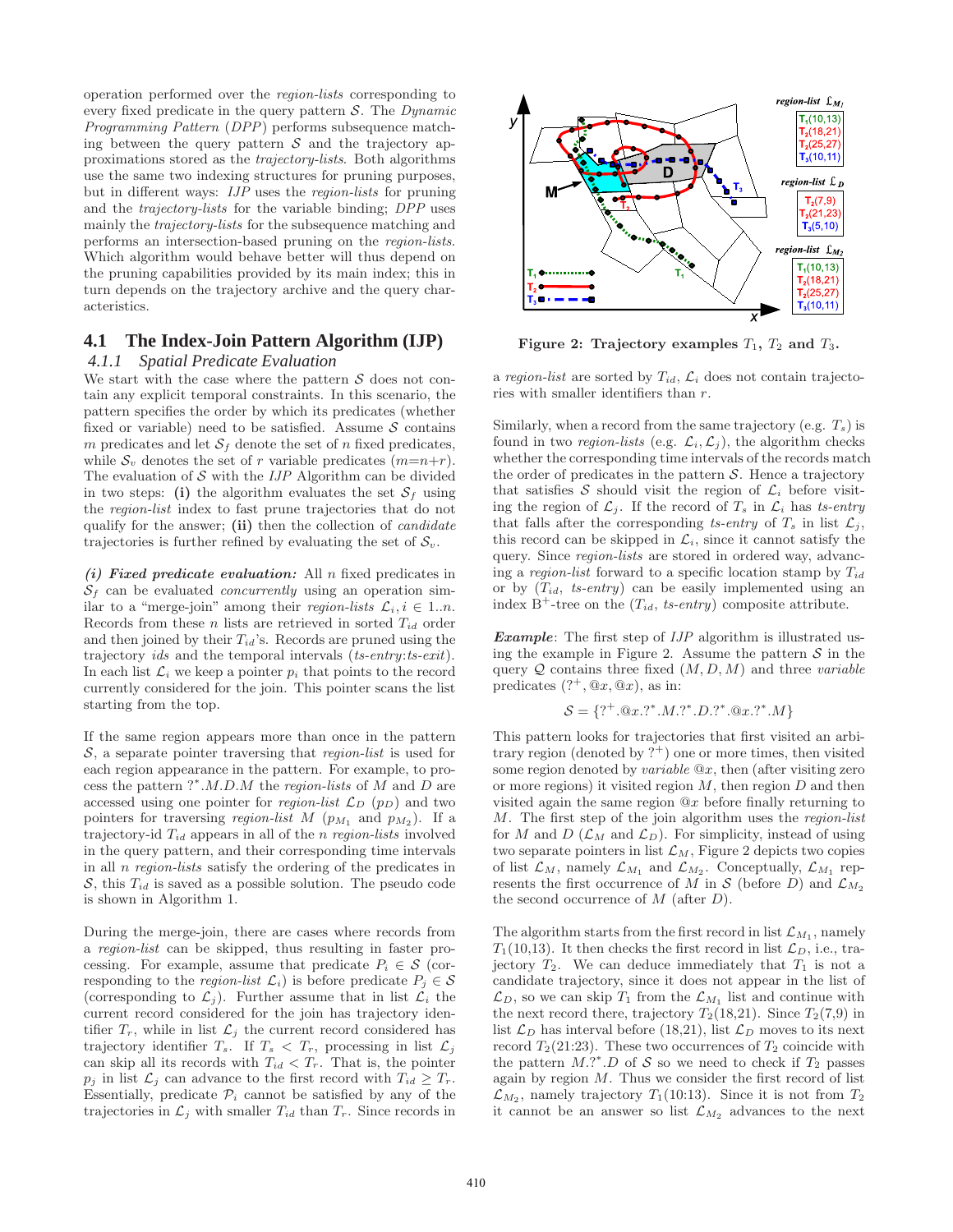operation performed over the *region-lists* corresponding to every fixed predicate in the query pattern $\mathcal{S}$. The *Dynamic Programming Pattern* (*DPP*) performs subsequence matching between the query pattern $\mathcal{S}$ and the trajectory approximations stored as the *trajectory-lists*. Both algorithms use the same two indexing structures for pruning purposes, but in different ways: *IJP* uses the *region-lists* for pruning and the *trajectory-lists* for the variable binding; *DPP* uses mainly the *trajectory-lists* for the subsequence matching and performs an intersection-based pruning on the *region-lists*. Which algorithm would behave better will thus depend on the pruning capabilities provided by its main index; this in turn depends on the trajectory archive and the query characteristics.

## 4.1 The Index-Join Pattern Algorithm (IJP)

### 4.1.1 Spatial Predicate Evaluation

We start with the case where the pattern $\mathcal{S}$ does not contain any explicit temporal constraints. In this scenario, the pattern specifies the order by which its predicates (whether fixed or variable) need to be satisfied. Assume $\mathcal{S}$ contains $m$ predicates and let $\mathcal{S}_f$ denote the set of $n$ fixed predicates, while $\mathcal{S}_v$ denotes the set of $r$ variable predicates ($m$=$n$+$r$). The evaluation of $\mathcal{S}$ with the *IJP* Algorithm can be divided in two steps: **(i)** the algorithm evaluates the set $\mathcal{S}_f$ using the *region-list* index to fast prune trajectories that do not qualify for the answer; **(ii)** then the collection of *candidate* trajectories is further refined by evaluating the set of $\mathcal{S}_v$.

***(i) Fixed predicate evaluation:*** All $n$ fixed predicates in $\mathcal{S}_f$ can be evaluated *concurrently* using an operation similar to a "merge-join" among their *region-lists* $\mathcal{L}_i, i \in 1..n$. Records from these $n$ lists are retrieved in sorted $T_{id}$ order and then joined by their $T_{id}$'s. Records are pruned using the trajectory *ids* and the temporal intervals (*ts-entry*:*ts-exit*). In each list $\mathcal{L}_i$ we keep a pointer $p_i$ that points to the record currently considered for the join. This pointer scans the list starting from the top.

If the same region appears more than once in the pattern $\mathcal{S}$, a separate pointer traversing that *region-list* is used for each region appearance in the pattern. For example, to process the pattern $?^*.M.D.M$ the *region-lists* of $M$ and $D$ are accessed using one pointer for *region-list* $\mathcal{L}_D$ ($p_D$) and two pointers for traversing *region-list* $M$ ($p_{M_1}$ and $p_{M_2}$). If a trajectory-id $T_{id}$ appears in all of the $n$ *region-lists* involved in the query pattern, and their corresponding time intervals in all $n$ *region-lists* satisfy the ordering of the predicates in $\mathcal{S}$, this $T_{id}$ is saved as a possible solution. The pseudo code is shown in Algorithm 1.

During the merge-join, there are cases where records from a *region-list* can be skipped, thus resulting in faster processing. For example, assume that predicate $P_i \in \mathcal{S}$ (corresponding to the *region-list* $\mathcal{L}_i$) is before predicate $P_j \in \mathcal{S}$ (corresponding to $\mathcal{L}_j$). Further assume that in list $\mathcal{L}_i$ the current record considered for the join has trajectory identifier $T_r$, while in list $\mathcal{L}_j$ the current record considered has trajectory identifier $T_s$. If $T_s < T_r$, processing in list $\mathcal{L}_j$ can skip all its records with $T_{id} < T_r$. That is, the pointer $p_j$ in list $\mathcal{L}_j$ can advance to the first record with $T_{id} \geq T_r$. Essentially, predicate $\mathcal{P}_i$ cannot be satisfied by any of the trajectories in $\mathcal{L}_j$ with smaller $T_{id}$ than $T_r$. Since records in a *region-list* are sorted by $T_{id}$, $\mathcal{L}_i$ does not contain trajectories with smaller identifiers than $r$.

Similarly, when a record from the same trajectory (e.g. $T_s$) is found in two *region-lists* (e.g. $\mathcal{L}_i, \mathcal{L}_j$), the algorithm checks whether the corresponding time intervals of the records match the order of predicates in the pattern $\mathcal{S}$. Hence a trajectory that satisfies $\mathcal{S}$ should visit the region of $\mathcal{L}_i$ before visiting the region of $\mathcal{L}_j$. If the record of $T_s$ in $\mathcal{L}_i$ has *ts-entry* that falls after the corresponding *ts-entry* of $T_s$ in list $\mathcal{L}_j$, this record can be skipped in $\mathcal{L}_i$, since it cannot satisfy the query. Since *region-lists* are stored in ordered way, advancing a *region-list* forward to a specific location stamp by $T_{id}$ or by ($T_{id}$, *ts-entry*) can be easily implemented using an index B$^+$-tree on the ($T_{id}$, *ts-entry*) composite attribute.

**Figure 2: Trajectory examples $T_1$, $T_2$ and $T_3$.**

***Example***: The first step of *IJP* algorithm is illustrated using the example in Figure 2. Assume the pattern $\mathcal{S}$ in the query $\mathcal{Q}$ contains three fixed ($M, D, M$) and three *variable* predicates ($?^+, @x, @x$), as in:

$$\mathcal{S} = \{?^+.@x.?^*.M.?^*.D.?^*.@x.?^*.M\}$$

This pattern looks for trajectories that first visited an arbitrary region (denoted by $?^+$) one or more times, then visited some region denoted by *variable* $@x$, then (after visiting zero or more regions) it visited region $M$, then region $D$ and then visited again the same region $@x$ before finally returning to $M$. The first step of the join algorithm uses the *region-list* for $M$ and $D$ ($\mathcal{L}_M$ and $\mathcal{L}_D$). For simplicity, instead of using two separate pointers in list $\mathcal{L}_M$, Figure 2 depicts two copies of list $\mathcal{L}_M$, namely $\mathcal{L}_{M_1}$ and $\mathcal{L}_{M_2}$. Conceptually, $\mathcal{L}_{M_1}$ represents the first occurrence of $M$ in $\mathcal{S}$ (before $D$) and $\mathcal{L}_{M_2}$ the second occurrence of $M$ (after $D$).

The algorithm starts from the first record in list $\mathcal{L}_{M_1}$, namely $T_1(10,13)$. It then checks the first record in list $\mathcal{L}_D$, trajectory $T_2$. We can deduce immediately that $T_1$ is not a candidate trajectory, since it does not appear in the list of $\mathcal{L}_D$, so we can skip $T_1$ from the $\mathcal{L}_{M_1}$ list and continue with the next record there, trajectory $T_2(18,21)$. Since $T_2(7,9)$ in list $\mathcal{L}_D$ has interval before (18,21), list $\mathcal{L}_D$ moves to its next record $T_2(21{:}23)$. These two occurrences of $T_2$ coincide with the pattern $M.?^*.D$ of $\mathcal{S}$ so we need to check if $T_2$ passes again by region $M$. Thus we consider the first record of list $\mathcal{L}_{M_2}$, namely trajectory $T_1(10{:}13)$. Since it is not from $T_2$ it cannot be an answer so list $\mathcal{L}_{M_2}$ advances to the next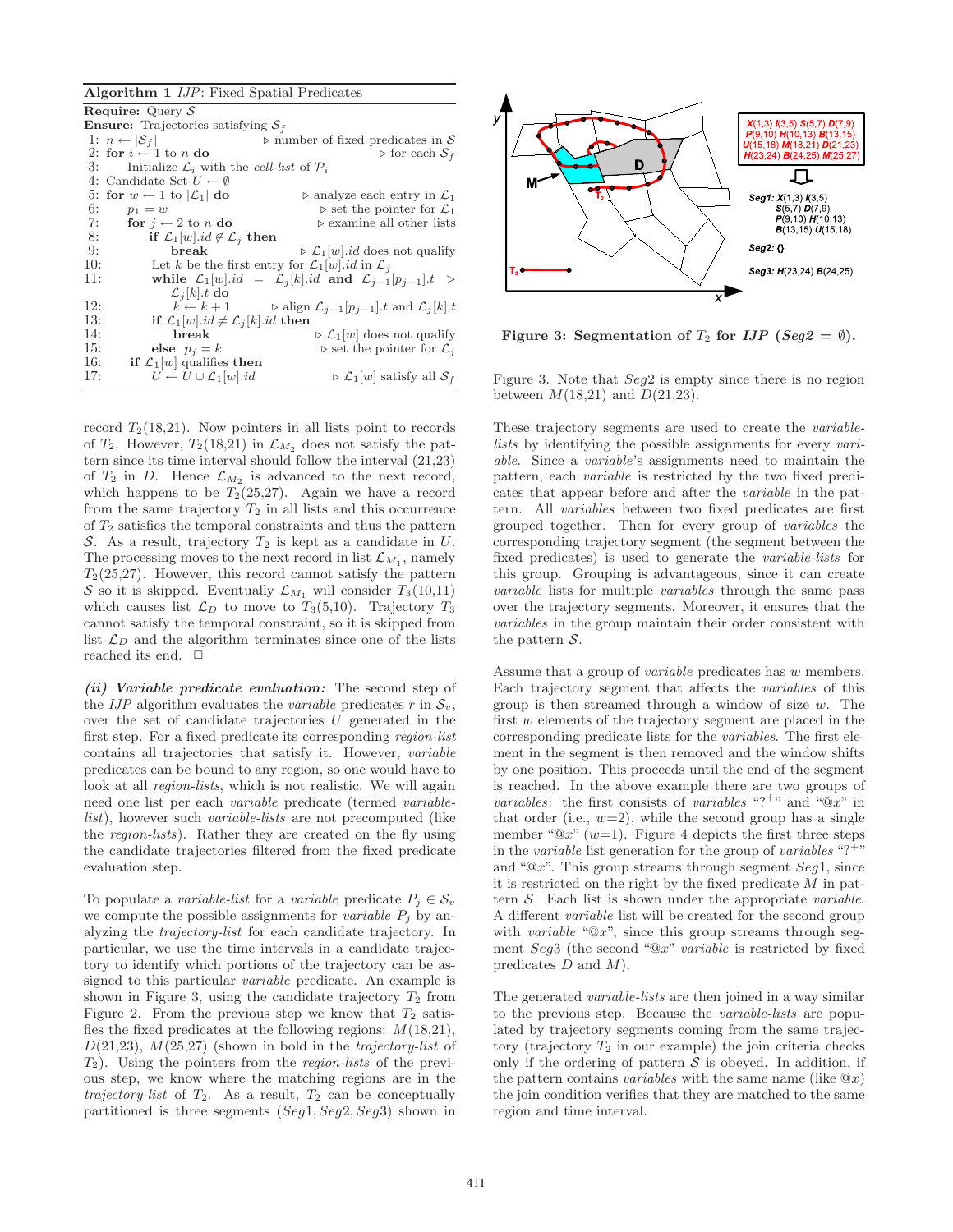**Algorithm 1** *IJP*: Fixed Spatial Predicates

```
Require: Query S
Ensure: Trajectories satisfying S_f
 1: n ← |S_f|                                   ▷ number of fixed predicates in S
 2: for i ← 1 to n do                           ▷ for each S_f
 3:     Initialize L_i with the cell-list of P_i
 4: Candidate Set U ← ∅
 5: for w ← 1 to |L_1| do                       ▷ analyze each entry in L_1
 6:     p_1 = w                                 ▷ set the pointer for L_1
 7:     for j ← 2 to n do                       ▷ examine all other lists
 8:         if L_1[w].id ∉ L_j then
 9:             break                           ▷ L_1[w].id does not qualify
10:         Let k be the first entry for L_1[w].id in L_j
11:         while L_1[w].id = L_j[k].id and L_{j-1}[p_{j-1}].t >
            L_j[k].t do
12:             k ← k + 1                       ▷ align L_{j-1}[p_{j-1}].t and L_j[k].t
13:         if L_1[w].id ≠ L_j[k].id then
14:             break                           ▷ L_1[w] does not qualify
15:         else p_j = k                        ▷ set the pointer for L_j
16:     if L_1[w] qualifies then
17:         U ← U ∪ L_1[w].id                   ▷ L_1[w] satisfy all S_f
```

record $T_2(18{,}21)$. Now pointers in all lists point to records of $T_2$. However, $T_2(18{,}21)$ in $\mathcal{L}_{M_2}$ does not satisfy the pattern since its time interval should follow the interval (21,23) of $T_2$ in $D$. Hence $\mathcal{L}_{M_2}$ is advanced to the next record, which happens to be $T_2(25{,}27)$. Again we have a record from the same trajectory $T_2$ in all lists and this occurrence of $T_2$ satisfies the temporal constraints and thus the pattern $\mathcal{S}$. As a result, trajectory $T_2$ is kept as a candidate in $U$. The processing moves to the next record in list $\mathcal{L}_{M_1}$, namely $T_2(25{,}27)$. However, this record cannot satisfy the pattern $\mathcal{S}$ so it is skipped. Eventually $\mathcal{L}_{M_1}$ will consider $T_3(10{,}11)$ which causes list $\mathcal{L}_D$ to move to $T_3(5{,}10)$. Trajectory $T_3$ cannot satisfy the temporal constraint, so it is skipped from list $\mathcal{L}_D$ and the algorithm terminates since one of the lists reached its end. □

***(ii) Variable predicate evaluation:*** The second step of the *IJP* algorithm evaluates the *variable* predicates $r$ in $\mathcal{S}_v$, over the set of candidate trajectories $U$ generated in the first step. For a fixed predicate its corresponding *region-list* contains all trajectories that satisfy it. However, *variable* predicates can be bound to any region, so one would have to look at all *region-lists*, which is not realistic. We will again need one list per each *variable* predicate (termed *variable-list*), however such *variable-lists* are not precomputed (like the *region-lists*). Rather they are created on the fly using the candidate trajectories filtered from the fixed predicate evaluation step.

To populate a *variable-list* for a *variable* predicate $P_j \in \mathcal{S}_v$ we compute the possible assignments for *variable* $P_j$ by analyzing the *trajectory-list* for each candidate trajectory. In particular, we use the time intervals in a candidate trajectory to identify which portions of the trajectory can be assigned to this particular *variable* predicate. An example is shown in Figure 3, using the candidate trajectory $T_2$ from Figure 2. From the previous step we know that $T_2$ satisfies the fixed predicates at the following regions: $M(18{,}21)$, $D(21{,}23)$, $M(25{,}27)$ (shown in bold in the *trajectory-list* of $T_2$). Using the pointers from the *region-lists* of the previous step, we know where the matching regions are in the *trajectory-list* of $T_2$. As a result, $T_2$ can be conceptually partitioned is three segments ($Seg1, Seg2, Seg3$) shown in Figure 3. Note that $Seg2$ is empty since there is no region between $M(18{,}21)$ and $D(21{,}23)$.

y
x
M
D
T2
T2
X(1,3) I(3,5) S(5,7) D(7,9)
P(9,10) H(10,13) B(13,15)
U(15,18) M(18,21) D(21,23)
H(23,24) B(24,25) M(25,27)
Seg1: X(1,3) I(3,5)
S(5,7) D(7,9)
P(9,10) H(10,13)
B(13,15) U(15,18)
Seg2: {}
Seg3: H(23,24) B(24,25)

**Figure 3: Segmentation of $T_2$ for *IJP* ($Seg2 = \emptyset$).**

These trajectory segments are used to create the *variable-lists* by identifying the possible assignments for every *variable*. Since a *variable*'s assignments need to maintain the pattern, each *variable* is restricted by the two fixed predicates that appear before and after the *variable* in the pattern. All *variables* between two fixed predicates are first grouped together. Then for every group of *variables* the corresponding trajectory segment (the segment between the fixed predicates) is used to generate the *variable-lists* for this group. Grouping is advantageous, since it can create *variable* lists for multiple *variables* through the same pass over the trajectory segments. Moreover, it ensures that the *variables* in the group maintain their order consistent with the pattern $\mathcal{S}$.

Assume that a group of *variable* predicates has $w$ members. Each trajectory segment that affects the *variables* of this group is then streamed through a window of size $w$. The first $w$ elements of the trajectory segment are placed in the corresponding predicate lists for the *variables*. The first element in the segment is then removed and the window shifts by one position. This proceeds until the end of the segment is reached. In the above example there are two groups of *variables*: the first consists of *variables* "$?^+$" and "$@x$" in that order (i.e., $w$=2), while the second group has a single member "$@x$" ($w$=1). Figure 4 depicts the first three steps in the *variable* list generation for the group of *variables* "$?^+$" and "$@x$". This group streams through segment $Seg1$, since it is restricted on the right by the fixed predicate $M$ in pattern $\mathcal{S}$. Each list is shown under the appropriate *variable*. A different *variable* list will be created for the second group with *variable* "$@x$", since this group streams through segment $Seg3$ (the second "$@x$" *variable* is restricted by fixed predicates $D$ and $M$).

The generated *variable-lists* are then joined in a way similar to the previous step. Because the *variable-lists* are populated by trajectory segments coming from the same trajectory (trajectory $T_2$ in our example) the join criteria checks only if the ordering of pattern $\mathcal{S}$ is obeyed. In addition, if the pattern contains *variables* with the same name (like $@x$) the join condition verifies that they are matched to the same region and time interval.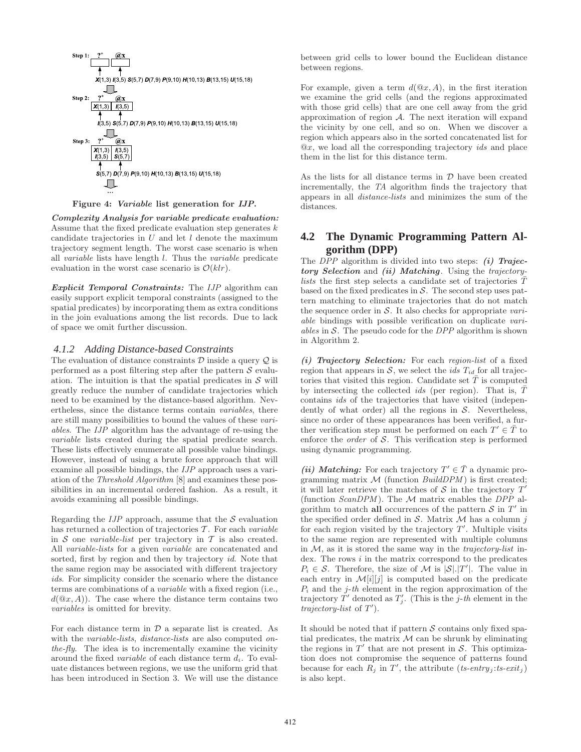Step 1: $?^+$ @x

X(1,3) I(3,5) S(5,7) D(7,9) P(9,10) H(10,13) B(13,15) U(15,18)

Step 2: $?^+$ @x

X(1,3) I(3,5)

I(3,5) S(5,7) D(7,9) P(9,10) H(10,13) B(13,15) U(15,18)

Step 3: $?^+$ @x

X(1,3) I(3,5)
I(3,5) S(5,7)

S(5,7) D(7,9) P(9,10) H(10,13) B(13,15) U(15,18)

...

**Figure 4: *Variable* list generation for *IJP*.**

***Complexity Analysis for variable predicate evaluation:*** Assume that the fixed predicate evaluation step generates $k$ candidate trajectories in $U$ and let $l$ denote the maximum trajectory segment length. The worst case scenario is when all *variable* lists have length $l$. Thus the *variable* predicate evaluation in the worst case scenario is $\mathcal{O}(klr)$.

***Explicit Temporal Constraints:*** The *IJP* algorithm can easily support explicit temporal constraints (assigned to the spatial predicates) by incorporating them as extra conditions in the join evaluations among the list records. Due to lack of space we omit further discussion.

### 4.1.2 Adding Distance-based Constraints

The evaluation of distance constraints $\mathcal{D}$ inside a query $\mathcal{Q}$ is performed as a post filtering step after the pattern $\mathcal{S}$ evaluation. The intuition is that the spatial predicates in $\mathcal{S}$ will greatly reduce the number of candidate trajectories which need to be examined by the distance-based algorithm. Nevertheless, since the distance terms contain *variables*, there are still many possibilities to bound the values of these *variables*. The *IJP* algorithm has the advantage of re-using the *variable* lists created during the spatial predicate search. These lists effectively enumerate all possible value bindings. However, instead of using a brute force approach that will examine all possible bindings, the *IJP* approach uses a variation of the *Threshold Algorithm* [8] and examines these possibilities in an incremental ordered fashion. As a result, it avoids examining all possible bindings.

Regarding the *IJP* approach, assume that the $\mathcal{S}$ evaluation has returned a collection of trajectories $\mathcal{T}$. For each *variable* in $\mathcal{S}$ one *variable-list* per trajectory in $\mathcal{T}$ is also created. All *variable-lists* for a given *variable* are concatenated and sorted, first by region and then by trajectory *id*. Note that the same region may be associated with different trajectory *ids*. For simplicity consider the scenario where the distance terms are combinations of a *variable* with a fixed region (i.e., $d(@x, A)$). The case where the distance term contains two *variables* is omitted for brevity.

For each distance term in $\mathcal{D}$ a separate list is created. As with the *variable-lists*, *distance-lists* are also computed *on-the-fly*. The idea is to incrementally examine the vicinity around the fixed *variable* of each distance term $d_i$. To evaluate distances between regions, we use the uniform grid that has been introduced in Section 3. We will use the distance between grid cells to lower bound the Euclidean distance between regions.

For example, given a term $d(@x, A)$, in the first iteration we examine the grid cells (and the regions approximated with those grid cells) that are one cell away from the grid approximation of region $\mathcal{A}$. The next iteration will expand the vicinity by one cell, and so on. When we discover a region which appears also in the sorted concatenated list for $@x$, we load all the corresponding trajectory *ids* and place them in the list for this distance term.

As the lists for all distance terms in $\mathcal{D}$ have been created incrementally, the *TA* algorithm finds the trajectory that appears in all *distance-lists* and minimizes the sum of the distances.

## 4.2 The Dynamic Programming Pattern Algorithm (DPP)

The *DPP* algorithm is divided into two steps: ***(i) Trajectory Selection*** and ***(ii) Matching***. Using the *trajectory-lists* the first step selects a candidate set of trajectories $\bar{T}$ based on the fixed predicates in $\mathcal{S}$. The second step uses pattern matching to eliminate trajectories that do not match the sequence order in $\mathcal{S}$. It also checks for appropriate *variable* bindings with possible verification on duplicate *variables* in $\mathcal{S}$. The pseudo code for the *DPP* algorithm is shown in Algorithm 2.

***(i) Trajectory Selection:*** For each *region-list* of a fixed region that appears in $\mathcal{S}$, we select the *ids* $T_{id}$ for all trajectories that visited this region. Candidate set $\bar{T}$ is computed by intersecting the collected *ids* (per region). That is, $\bar{T}$ contains *ids* of the trajectories that have visited (independently of what order) all the regions in $\mathcal{S}$. Nevertheless, since no order of these appearances has been verified, a further verification step must be performed on each $T' \in \bar{T}$ to enforce the *order* of $\mathcal{S}$. This verification step is performed using dynamic programming.

***(ii) Matching:*** For each trajectory $T' \in \bar{T}$ a dynamic programming matrix $\mathcal{M}$ (function *BuildDPM*) is first created; it will later retrieve the matches of $\mathcal{S}$ in the trajectory $T'$ (function *ScanDPM*). The $\mathcal{M}$ matrix enables the *DPP* algorithm to match **all** occurrences of the pattern $\mathcal{S}$ in $T'$ in the specified order defined in $\mathcal{S}$. Matrix $\mathcal{M}$ has a column $j$ for each region visited by the trajectory $T'$. Multiple visits to the same region are represented with multiple columns in $\mathcal{M}$, as it is stored the same way in the *trajectory-list* index. The rows $i$ in the matrix correspond to the predicates $P_i \in \mathcal{S}$. Therefore, the size of $\mathcal{M}$ is $|\mathcal{S}|.|T'|$. The value in each entry in $\mathcal{M}[i][j]$ is computed based on the predicate $P_i$ and the $j$-*th* element in the region approximation of the trajectory $T'$ denoted as $T'_j$. (This is the $j$-*th* element in the *trajectory-list* of $T'$).

It should be noted that if pattern $\mathcal{S}$ contains only fixed spatial predicates, the matrix $\mathcal{M}$ can be shrunk by eliminating the regions in $T'$ that are not present in $\mathcal{S}$. This optimization does not compromise the sequence of patterns found because for each $R_j$ in $T'$, the attribute ($ts\text{-}entry_j$:$ts\text{-}exit_j$) is also kept.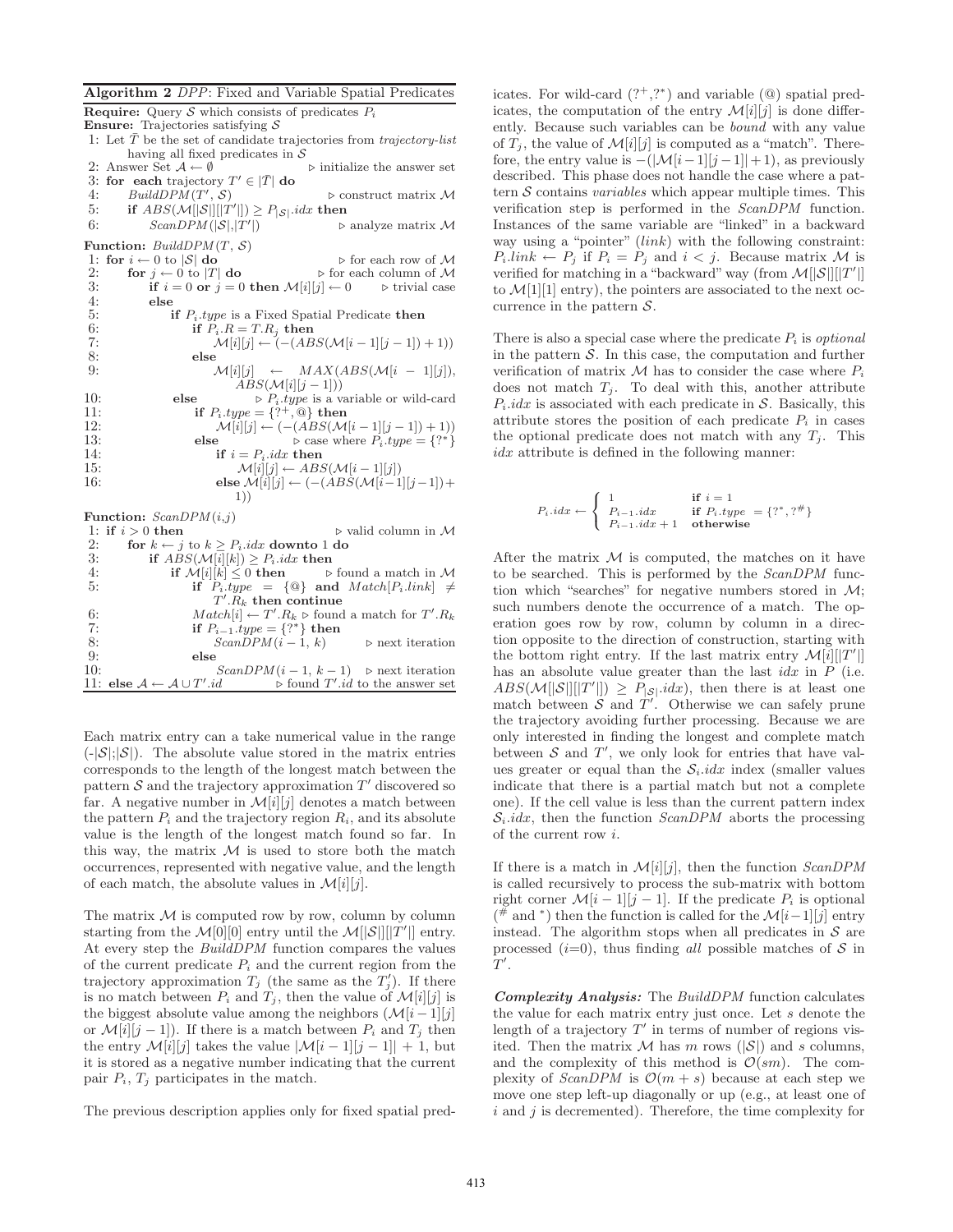**Algorithm 2** *DPP*: Fixed and Variable Spatial Predicates

```
Require: Query S which consists of predicates P_i
Ensure: Trajectories satisfying S
1: Let T̄ be the set of candidate trajectories from trajectory-list
   having all fixed predicates in S
2: Answer Set A ← ∅                                  ▷ initialize the answer set
3: for each trajectory T' ∈ |T̄| do
4:     BuildDPM(T', S)                               ▷ construct matrix M
5:     if ABS(M[|S|][|T'|]) ≥ P_|S|.idx then
6:         ScanDPM(|S|,|T'|)                         ▷ analyze matrix M

Function: BuildDPM(T, S)
1: for i ← 0 to |S| do                               ▷ for each row of M
2:   for j ← 0 to |T| do                             ▷ for each column of M
3:     if i = 0 or j = 0 then M[i][j] ← 0            ▷ trivial case
4:     else
5:       if P_i.type is a Fixed Spatial Predicate then
6:         if P_i.R = T.R_j then
7:           M[i][j] ← (−(ABS(M[i−1][j−1]) + 1))
8:         else
9:           M[i][j] ← MAX(ABS(M[i − 1][j]),
             ABS(M[i][j − 1]))
10:      else                                        ▷ P_i.type is a variable or wild-card
11:        if P_i.type = {?+, @} then
12:          M[i][j] ← (−(ABS(M[i−1][j−1]) + 1))
13:        else                                      ▷ case where P_i.type = {?*}
14:          if i = P_i.idx then
15:            M[i][j] ← ABS(M[i − 1][j])
16:          else M[i][j] ← (−(ABS(M[i−1][j−1])+
             1))

Function: ScanDPM(i,j)
1: if i > 0 then                                     ▷ valid column in M
2:   for k ← j to k ≥ P_i.idx downto 1 do
3:     if ABS(M[i][k]) ≥ P_i.idx then
4:       if M[i][k] ≤ 0 then                         ▷ found a match in M
5:         if P_i.type = {@} and Match[P_i.link] ≠
           T'.R_k then continue
6:         Match[i] ← T'.R_k ▷ found a match for T'.R_k
7:         if P_{i−1}.type = {?*} then
8:           ScanDPM(i − 1, k)                       ▷ next iteration
9:         else
10:          ScanDPM(i − 1, k − 1)                   ▷ next iteration
11: else A ← A ∪ T'.id                               ▷ found T'.id to the answer set
```

Each matrix entry can a take numerical value in the range $(-|\mathcal{S}|;|\mathcal{S}|)$. The absolute value stored in the matrix entries corresponds to the length of the longest match between the pattern $\mathcal{S}$ and the trajectory approximation $T'$ discovered so far. A negative number in $\mathcal{M}[i][j]$ denotes a match between the pattern $P_i$ and the trajectory region $R_i$, and its absolute value is the length of the longest match found so far. In this way, the matrix $\mathcal{M}$ is used to store both the match occurrences, represented with negative value, and the length of each match, the absolute values in $\mathcal{M}[i][j]$.

The matrix $\mathcal{M}$ is computed row by row, column by column starting from the $\mathcal{M}[0][0]$ entry until the $\mathcal{M}[|\mathcal{S}|][|T'|]$ entry. At every step the *BuildDPM* function compares the values of the current predicate $P_i$ and the current region from the trajectory approximation $T_j$ (the same as the $T'_j$). If there is no match between $P_i$ and $T_j$, then the value of $\mathcal{M}[i][j]$ is the biggest absolute value among the neighbors ($\mathcal{M}[i-1][j]$ or $\mathcal{M}[i][j-1]$). If there is a match between $P_i$ and $T_j$ then the entry $\mathcal{M}[i][j]$ takes the value $|\mathcal{M}[i-1][j-1]| + 1$, but it is stored as a negative number indicating that the current pair $P_i$, $T_j$ participates in the match.

The previous description applies only for fixed spatial predicates. For wild-card ($?^+$,$?^*$) and variable (@) spatial predicates, the computation of the entry $\mathcal{M}[i][j]$ is done differently. Because such variables can be *bound* with any value of $T_j$, the value of $\mathcal{M}[i][j]$ is computed as a "match". Therefore, the entry value is $-(|\mathcal{M}[i-1][j-1]|+1)$, as previously described. This phase does not handle the case where a pattern $\mathcal{S}$ contains *variables* which appear multiple times. This verification step is performed in the *ScanDPM* function. Instances of the same variable are "linked" in a backward way using a "pointer" (*link*) with the following constraint: $P_i.link \leftarrow P_j$ if $P_i = P_j$ and $i < j$. Because matrix $\mathcal{M}$ is verified for matching in a "backward" way (from $\mathcal{M}[|\mathcal{S}|][|T'|]$ to $\mathcal{M}[1][1]$ entry), the pointers are associated to the next occurrence in the pattern $\mathcal{S}$.

There is also a special case where the predicate $P_i$ is *optional* in the pattern $\mathcal{S}$. In this case, the computation and further verification of matrix $\mathcal{M}$ has to consider the case where $P_i$ does not match $T_j$. To deal with this, another attribute $P_i.idx$ is associated with each predicate in $\mathcal{S}$. Basically, this attribute stores the position of each predicate $P_i$ in cases the optional predicate does not match with any $T_j$. This *idx* attribute is defined in the following manner:

$$P_i.idx \leftarrow \begin{cases} 1 & \textbf{if } i = 1 \\ P_{i-1}.idx & \textbf{if } P_i.type \;= \{?^*, ?^\#\} \\ P_{i-1}.idx + 1 & \textbf{otherwise} \end{cases}$$

After the matrix $\mathcal{M}$ is computed, the matches on it have to be searched. This is performed by the *ScanDPM* function which "searches" for negative numbers stored in $\mathcal{M}$; such numbers denote the occurrence of a match. The operation goes row by row, column by column in a direction opposite to the direction of construction, starting with the bottom right entry. If the last matrix entry $\mathcal{M}[i][|T'|]$ has an absolute value greater than the last *idx* in $P$ (i.e. $ABS(\mathcal{M}[|\mathcal{S}|][|T'|]) \geq P_{|\mathcal{S}|}.idx$), then there is at least one match between $\mathcal{S}$ and $T'$. Otherwise we can safely prune the trajectory avoiding further processing. Because we are only interested in finding the longest and complete match between $\mathcal{S}$ and $T'$, we only look for entries that have values greater or equal than the $\mathcal{S}_i.idx$ index (smaller values indicate that there is a partial match but not a complete one). If the cell value is less than the current pattern index $\mathcal{S}_i.idx$, then the function *ScanDPM* aborts the processing of the current row $i$.

If there is a match in $\mathcal{M}[i][j]$, then the function *ScanDPM* is called recursively to process the sub-matrix with bottom right corner $\mathcal{M}[i-1][j-1]$. If the predicate $P_i$ is optional ($^\#$ and $^*$) then the function is called for the $\mathcal{M}[i-1][j]$ entry instead. The algorithm stops when all predicates in $\mathcal{S}$ are processed ($i$=0), thus finding *all* possible matches of $\mathcal{S}$ in $T'$.

***Complexity Analysis:*** The *BuildDPM* function calculates the value for each matrix entry just once. Let $s$ denote the length of a trajectory $T'$ in terms of number of regions visited. Then the matrix $\mathcal{M}$ has $m$ rows ($|\mathcal{S}|$) and $s$ columns, and the complexity of this method is $\mathcal{O}(sm)$. The complexity of *ScanDPM* is $\mathcal{O}(m + s)$ because at each step we move one step left-up diagonally or up (e.g., at least one of $i$ and $j$ is decremented). Therefore, the time complexity for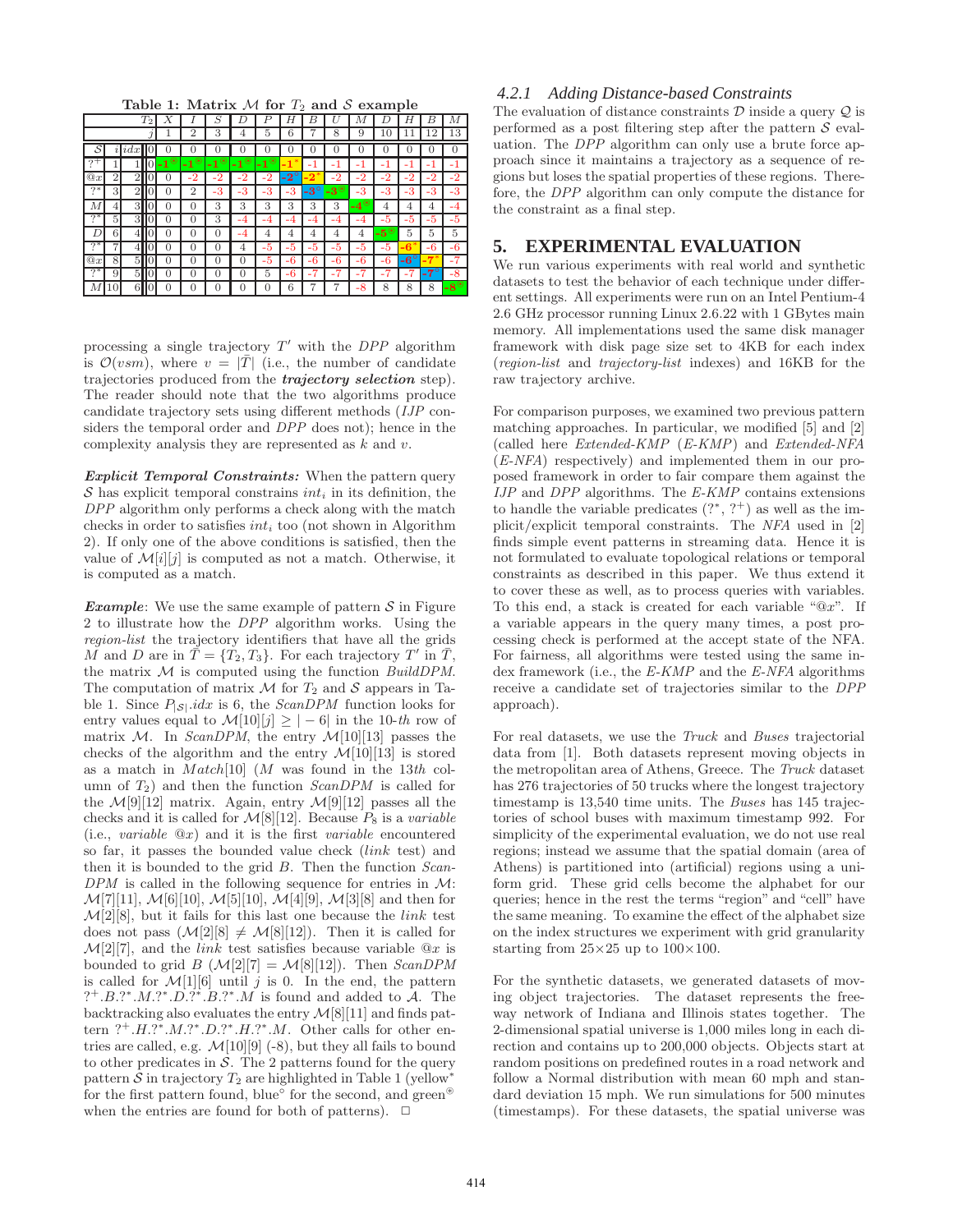**Table 1: Matrix $\mathcal{M}$ for $T_2$ and $\mathcal{S}$ example**

| | | | $T_2$ | $X$ | $I$ | $S$ | $D$ | $P$ | $H$ | $B$ | $U$ | $M$ | $D$ | $H$ | $B$ | $M$ |
|---|---|---|---|---|---|---|---|---|---|---|---|---|---|---|---|---|
| | | | $j$ | 1 | 2 | 3 | 4 | 5 | 6 | 7 | 8 | 9 | 10 | 11 | 12 | 13 |
| $\mathcal{S}$ | $i$ | $idx$ | 0 | 0 | 0 | 0 | 0 | 0 | 0 | 0 | 0 | 0 | 0 | 0 | 0 | 0 |
| $?^+$ | 1 | 1 | 0 | $-1^{\circledast}$ | $-1^{\circledast}$ | $-1^{\circledast}$ | $-1^{\circledast}$ | $-1^{\circledast}$ | $-1^*$ | -1 | -1 | -1 | -1 | -1 | -1 | -1 |
| @$x$ | 2 | 2 | 0 | 0 | -2 | -2 | -2 | -2 | $-2^{\circ}$ | $-2^*$ | -2 | -2 | -2 | -2 | -2 | -2 |
| $?^*$ | 3 | 2 | 0 | 0 | 2 | -3 | -3 | -3 | -3 | $-3^{\circ}$ | $-3^{\circledast}$ | -3 | -3 | -3 | -3 | -3 |
| $M$ | 4 | 3 | 0 | 0 | 0 | 3 | 3 | 3 | 3 | 3 | 3 | $-4^{\circledast}$ | 4 | 4 | 4 | -4 |
| $?^*$ | 5 | 3 | 0 | 0 | 0 | 3 | -4 | -4 | -4 | -4 | -4 | -4 | -5 | -5 | -5 | -5 |
| $D$ | 6 | 4 | 0 | 0 | 0 | 0 | -4 | 4 | 4 | 4 | 4 | 4 | $-5^{\circledast}$ | 5 | 5 | 5 |
| $?^*$ | 7 | 4 | 0 | 0 | 0 | 0 | 4 | -5 | -5 | -5 | -5 | -5 | -5 | $-6^*$ | -6 | -6 |
| @$x$ | 8 | 5 | 0 | 0 | 0 | 0 | 0 | -5 | -6 | -6 | -6 | -6 | -6 | $-6^{\circ}$ | $-7^*$ | -7 |
| $?^*$ | 9 | 5 | 0 | 0 | 0 | 0 | 0 | 5 | -6 | -7 | -7 | -7 | -7 | -7 | $-7^{\circ}$ | -8 |
| $M$ | 10 | 6 | 0 | 0 | 0 | 0 | 0 | 0 | 6 | 7 | 7 | -8 | 8 | 8 | 8 | $-8^{\circledast}$ |

processing a single trajectory $T'$ with the *DPP* algorithm is $\mathcal{O}(vsm)$, where $v = |\bar{T}|$ (i.e., the number of candidate trajectories produced from the ***trajectory selection*** step). The reader should note that the two algorithms produce candidate trajectory sets using different methods (*IJP* considers the temporal order and *DPP* does not); hence in the complexity analysis they are represented as $k$ and $v$.

***Explicit Temporal Constraints:*** When the pattern query $\mathcal{S}$ has explicit temporal constrains $int_i$ in its definition, the *DPP* algorithm only performs a check along with the match checks in order to satisfies $int_i$ too (not shown in Algorithm 2). If only one of the above conditions is satisfied, then the value of $\mathcal{M}[i][j]$ is computed as not a match. Otherwise, it is computed as a match.

***Example***: We use the same example of pattern $\mathcal{S}$ in Figure 2 to illustrate how the *DPP* algorithm works. Using the *region-list* the trajectory identifiers that have all the grids $M$ and $D$ are in $\bar{T} = \{T_2, T_3\}$. For each trajectory $T'$ in $\bar{T}$, the matrix $\mathcal{M}$ is computed using the function *BuildDPM*. The computation of matrix $\mathcal{M}$ for $T_2$ and $\mathcal{S}$ appears in Table 1. Since $P_{|\mathcal{S}|}.idx$ is 6, the *ScanDPM* function looks for entry values equal to $\mathcal{M}[10][j] \geq |-6|$ in the 10-*th* row of matrix $\mathcal{M}$. In *ScanDPM*, the entry $\mathcal{M}[10][13]$ passes the checks of the algorithm and the entry $\mathcal{M}[10][13]$ is stored as a match in $Match[10]$ ($M$ was found in the 13*th* column of $T_2$) and then the function *ScanDPM* is called for the $\mathcal{M}[9][12]$ matrix. Again, entry $\mathcal{M}[9][12]$ passes all the checks and it is called for $\mathcal{M}[8][12]$. Because $P_8$ is a *variable* (i.e., *variable* @$x$) and it is the first *variable* encountered so far, it passes the bounded value check (*link* test) and then it is bounded to the grid $B$. Then the function *ScanDPM* is called in the following sequence for entries in $\mathcal{M}$: $\mathcal{M}[7][11]$, $\mathcal{M}[6][10]$, $\mathcal{M}[5][10]$, $\mathcal{M}[4][9]$, $\mathcal{M}[3][8]$ and then for $\mathcal{M}[2][8]$, but it fails for this last one because the *link* test does not pass ($\mathcal{M}[2][8] \neq \mathcal{M}[8][12]$). Then it is called for $\mathcal{M}[2][7]$, and the *link* test satisfies because variable @$x$ is bounded to grid $B$ ($\mathcal{M}[2][7] = \mathcal{M}[8][12]$). Then *ScanDPM* is called for $\mathcal{M}[1][6]$ until $j$ is 0. In the end, the pattern $?^+.B.?^*.M.?^*.D.?^*.B.?^*.M$ is found and added to $\mathcal{A}$. The backtracking also evaluates the entry $\mathcal{M}[8][11]$ and finds pattern $?^+.H.?^*.M.?^*.D.?^*.H.?^*.M$. Other calls for other entries are called, e.g. $\mathcal{M}[10][9]$ (-8), but they all fails to bound to other predicates in $\mathcal{S}$. The 2 patterns found for the query pattern $\mathcal{S}$ in trajectory $T_2$ are highlighted in Table 1 (yellow$^*$ for the first pattern found, blue$^{\circ}$ for the second, and green$^{\circledast}$ when the entries are found for both of patterns). $\square$

#### 4.2.1 Adding Distance-based Constraints

The evaluation of distance constraints $\mathcal{D}$ inside a query $\mathcal{Q}$ is performed as a post filtering step after the pattern $\mathcal{S}$ evaluation. The *DPP* algorithm can only use a brute force approach since it maintains a trajectory as a sequence of regions but loses the spatial properties of these regions. Therefore, the *DPP* algorithm can only compute the distance for the constraint as a final step.

## 5. EXPERIMENTAL EVALUATION

We run various experiments with real world and synthetic datasets to test the behavior of each technique under different settings. All experiments were run on an Intel Pentium-4 2.6 GHz processor running Linux 2.6.22 with 1 GBytes main memory. All implementations used the same disk manager framework with disk page size set to 4KB for each index (*region-list* and *trajectory-list* indexes) and 16KB for the raw trajectory archive.

For comparison purposes, we examined two previous pattern matching approaches. In particular, we modified [5] and [2] (called here *Extended-KMP* (*E-KMP*) and *Extended-NFA* (*E-NFA*) respectively) and implemented them in our proposed framework in order to fair compare them against the *IJP* and *DPP* algorithms. The *E-KMP* contains extensions to handle the variable predicates ($?^*$, $?^+$) as well as the implicit/explicit temporal constraints. The *NFA* used in [2] finds simple event patterns in streaming data. Hence it is not formulated to evaluate topological relations or temporal constraints as described in this paper. We thus extend it to cover these as well, as to process queries with variables. To this end, a stack is created for each variable "@$x$". If a variable appears in the query many times, a post processing check is performed at the accept state of the NFA. For fairness, all algorithms were tested using the same index framework (i.e., the *E-KMP* and the *E-NFA* algorithms receive a candidate set of trajectories similar to the *DPP* approach).

For real datasets, we use the *Truck* and *Buses* trajectorial data from [1]. Both datasets represent moving objects in the metropolitan area of Athens, Greece. The *Truck* dataset has 276 trajectories of 50 trucks where the longest trajectory timestamp is 13,540 time units. The *Buses* has 145 trajectories of school buses with maximum timestamp 992. For simplicity of the experimental evaluation, we do not use real regions; instead we assume that the spatial domain (area of Athens) is partitioned into (artificial) regions using a uniform grid. These grid cells become the alphabet for our queries; hence in the rest the terms "region" and "cell" have the same meaning. To examine the effect of the alphabet size on the index structures we experiment with grid granularity starting from 25×25 up to 100×100.

For the synthetic datasets, we generated datasets of moving object trajectories. The dataset represents the freeway network of Indiana and Illinois states together. The 2-dimensional spatial universe is 1,000 miles long in each direction and contains up to 200,000 objects. Objects start at random positions on predefined routes in a road network and follow a Normal distribution with mean 60 mph and standard deviation 15 mph. We run simulations for 500 minutes (timestamps). For these datasets, the spatial universe was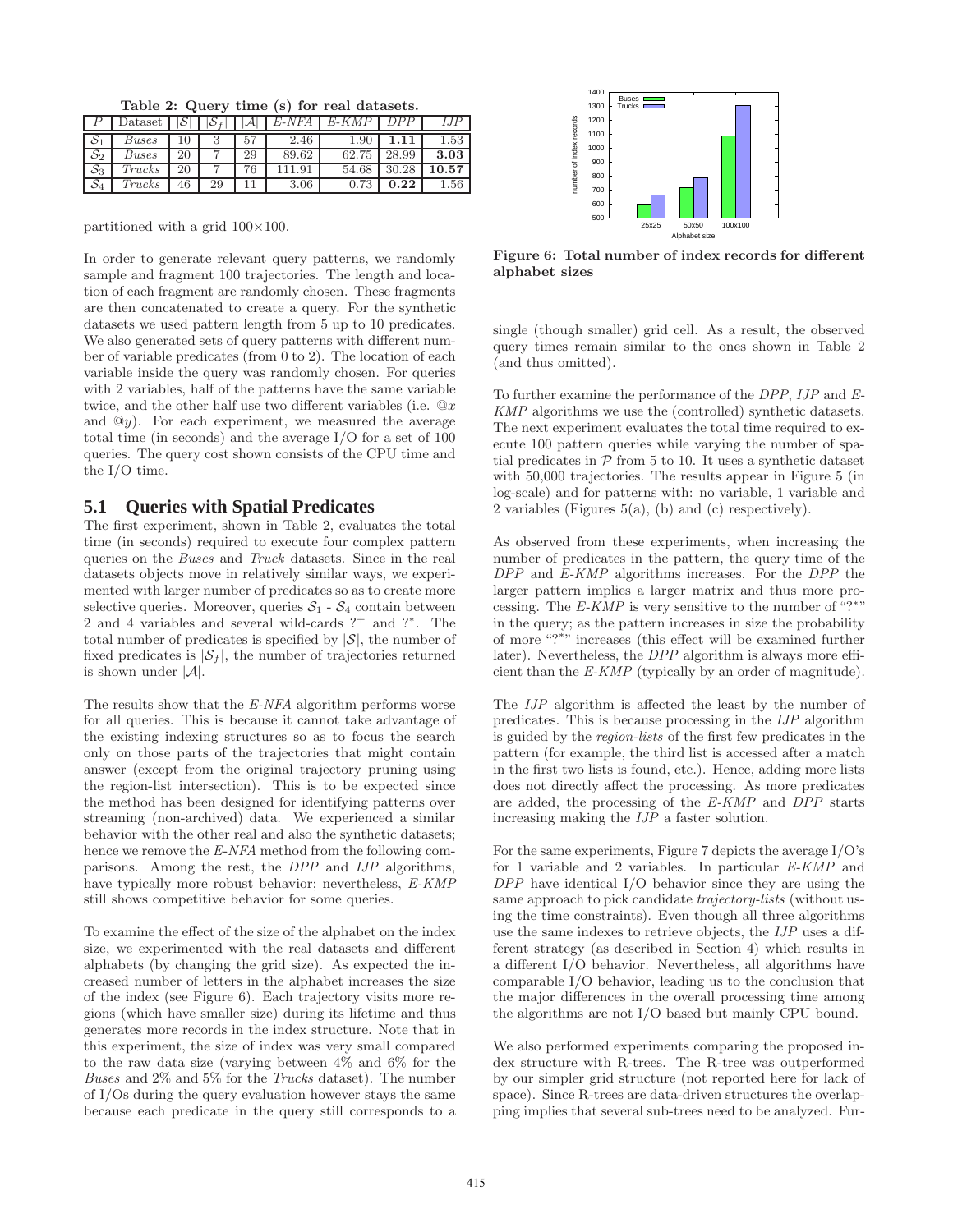**Table 2: Query time (s) for real datasets.**

| $P$ | Dataset | $\|\mathcal{S}\|$ | $\|\mathcal{S}_f\|$ | $\|\mathcal{A}\|$ | *E-NFA* | *E-KMP* | *DPP* | *IJP* |
|---|---|---|---|---|---|---|---|---|
| $\mathcal{S}_1$ | *Buses* | 10 | 3 | 57 | 2.46 | 1.90 | **1.11** | 1.53 |
| $\mathcal{S}_2$ | *Buses* | 20 | 7 | 29 | 89.62 | 62.75 | 28.99 | **3.03** |
| $\mathcal{S}_3$ | *Trucks* | 20 | 7 | 76 | 111.91 | 54.68 | 30.28 | **10.57** |
| $\mathcal{S}_4$ | *Trucks* | 46 | 29 | 11 | 3.06 | 0.73 | **0.22** | 1.56 |

partitioned with a grid 100×100.

In order to generate relevant query patterns, we randomly sample and fragment 100 trajectories. The length and location of each fragment are randomly chosen. These fragments are then concatenated to create a query. For the synthetic datasets we used pattern length from 5 up to 10 predicates. We also generated sets of query patterns with different number of variable predicates (from 0 to 2). The location of each variable inside the query was randomly chosen. For queries with 2 variables, half of the patterns have the same variable twice, and the other half use two different variables (i.e. $@x$ and $@y$). For each experiment, we measured the average total time (in seconds) and the average I/O for a set of 100 queries. The query cost shown consists of the CPU time and the I/O time.

## 5.1 Queries with Spatial Predicates

The first experiment, shown in Table 2, evaluates the total time (in seconds) required to execute four complex pattern queries on the *Buses* and *Truck* datasets. Since in the real datasets objects move in relatively similar ways, we experimented with larger number of predicates so as to create more selective queries. Moreover, queries $\mathcal{S}_1$ - $\mathcal{S}_4$ contain between 2 and 4 variables and several wild-cards $?^+$ and $?^*$. The total number of predicates is specified by $|\mathcal{S}|$, the number of fixed predicates is $|\mathcal{S}_f|$, the number of trajectories returned is shown under $|\mathcal{A}|$.

The results show that the *E-NFA* algorithm performs worse for all queries. This is because it cannot take advantage of the existing indexing structures so as to focus the search only on those parts of the trajectories that might contain answer (except from the original trajectory pruning using the region-list intersection). This is to be expected since the method has been designed for identifying patterns over streaming (non-archived) data. We experienced a similar behavior with the other real and also the synthetic datasets; hence we remove the *E-NFA* method from the following comparisons. Among the rest, the *DPP* and *IJP* algorithms, have typically more robust behavior; nevertheless, *E-KMP* still shows competitive behavior for some queries.

To examine the effect of the size of the alphabet on the index size, we experimented with the real datasets and different alphabets (by changing the grid size). As expected the increased number of letters in the alphabet increases the size of the index (see Figure 6). Each trajectory visits more regions (which have smaller size) during its lifetime and thus generates more records in the index structure. Note that in this experiment, the size of index was very small compared to the raw data size (varying between 4% and 6% for the *Buses* and 2% and 5% for the *Trucks* dataset). The number of I/Os during the query evaluation however stays the same because each predicate in the query still corresponds to a single (though smaller) grid cell. As a result, the observed query times remain similar to the ones shown in Table 2 (and thus omitted).

1400
1300
1200
1100
1000
900
800
700
600
500
Buses
Trucks
number of index records
25x25
50x50
100x100
Alphabet size

**Figure 6: Total number of index records for different alphabet sizes**

To further examine the performance of the *DPP*, *IJP* and *E-KMP* algorithms we use the (controlled) synthetic datasets. The next experiment evaluates the total time required to execute 100 pattern queries while varying the number of spatial predicates in $\mathcal{P}$ from 5 to 10. It uses a synthetic dataset with 50,000 trajectories. The results appear in Figure 5 (in log-scale) and for patterns with: no variable, 1 variable and 2 variables (Figures 5(a), (b) and (c) respectively).

As observed from these experiments, when increasing the number of predicates in the pattern, the query time of the *DPP* and *E-KMP* algorithms increases. For the *DPP* the larger pattern implies a larger matrix and thus more processing. The *E-KMP* is very sensitive to the number of "$?^*$" in the query; as the pattern increases in size the probability of more "$?^*$" increases (this effect will be examined further later). Nevertheless, the *DPP* algorithm is always more efficient than the *E-KMP* (typically by an order of magnitude).

The *IJP* algorithm is affected the least by the number of predicates. This is because processing in the *IJP* algorithm is guided by the *region-lists* of the first few predicates in the pattern (for example, the third list is accessed after a match in the first two lists is found, etc.). Hence, adding more lists does not directly affect the processing. As more predicates are added, the processing of the *E-KMP* and *DPP* starts increasing making the *IJP* a faster solution.

For the same experiments, Figure 7 depicts the average I/O's for 1 variable and 2 variables. In particular *E-KMP* and *DPP* have identical I/O behavior since they are using the same approach to pick candidate *trajectory-lists* (without using the time constraints). Even though all three algorithms use the same indexes to retrieve objects, the *IJP* uses a different strategy (as described in Section 4) which results in a different I/O behavior. Nevertheless, all algorithms have comparable I/O behavior, leading us to the conclusion that the major differences in the overall processing time among the algorithms are not I/O based but mainly CPU bound.

We also performed experiments comparing the proposed index structure with R-trees. The R-tree was outperformed by our simpler grid structure (not reported here for lack of space). Since R-trees are data-driven structures the overlapping implies that several sub-trees need to be analyzed. Fur-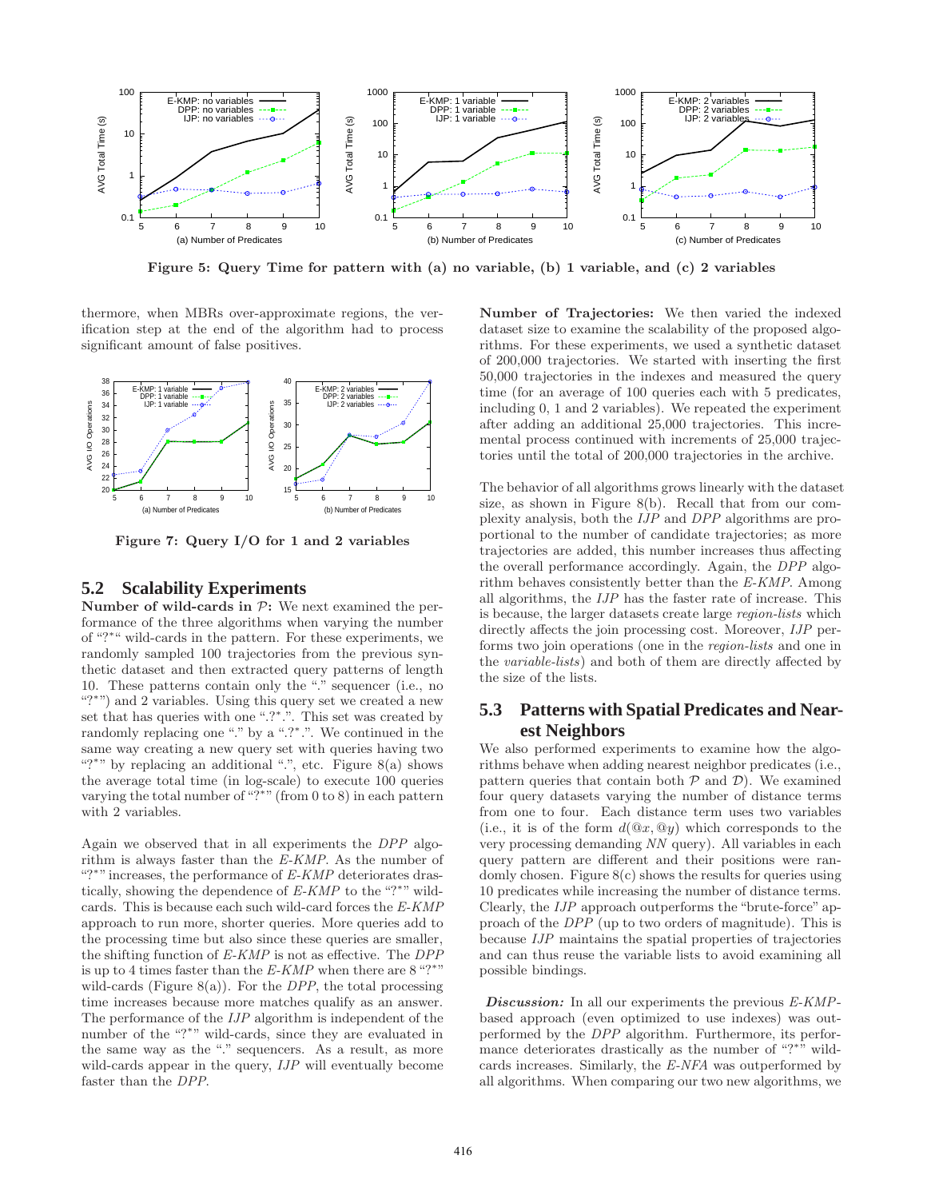100
10
1
0.1
AVG Total Time (s)
5 6 7 8 9 10
(a) Number of Predicates
E-KMP: no variables
DPP: no variables
IJP: no variables

1000
100
10
1
0.1
AVG Total Time (s)
5 6 7 8 9 10
(b) Number of Predicates
E-KMP: 1 variable
DPP: 1 variable
IJP: 1 variable

1000
100
10
1
0.1
AVG Total Time (s)
5 6 7 8 9 10
(c) Number of Predicates
E-KMP: 2 variables
DPP: 2 variables
IJP: 2 variables

**Figure 5: Query Time for pattern with (a) no variable, (b) 1 variable, and (c) 2 variables**

thermore, when MBRs over-approximate regions, the verification step at the end of the algorithm had to process significant amount of false positives.

38
36
34
32
30
28
26
24
22
20
AVG I/O Operations
5 6 7 8 9 10
(a) Number of Predicates
E-KMP: 1 variable
DPP: 1 variable
IJP: 1 variable

40
35
30
25
20
15
AVG I/O Operations
5 6 7 8 9 10
(b) Number of Predicates
E-KMP: 2 variables
DPP: 2 variables
IJP: 2 variables

**Figure 7: Query I/O for 1 and 2 variables**

## 5.2 Scalability Experiments

**Number of wild-cards in $\mathcal{P}$:** We next examined the performance of the three algorithms when varying the number of "?*" wild-cards in the pattern. For these experiments, we randomly sampled 100 trajectories from the previous synthetic dataset and then extracted query patterns of length 10. These patterns contain only the "." sequencer (i.e., no "?*") and 2 variables. Using this query set we created a new set that has queries with one ".?*.". This set was created by randomly replacing one "." by a ".?*.". We continued in the same way creating a new query set with queries having two "?*" by replacing an additional ".", etc. Figure 8(a) shows the average total time (in log-scale) to execute 100 queries varying the total number of "?*" (from 0 to 8) in each pattern with 2 variables.

Again we observed that in all experiments the *DPP* algorithm is always faster than the *E-KMP*. As the number of "?*" increases, the performance of *E-KMP* deteriorates drastically, showing the dependence of *E-KMP* to the "?*" wildcards. This is because each such wild-card forces the *E-KMP* approach to run more, shorter queries. More queries add to the processing time but also since these queries are smaller, the shifting function of *E-KMP* is not as effective. The *DPP* is up to 4 times faster than the *E-KMP* when there are 8 "?*" wild-cards (Figure 8(a)). For the *DPP*, the total processing time increases because more matches qualify as an answer. The performance of the *IJP* algorithm is independent of the number of the "?*" wild-cards, since they are evaluated in the same way as the "." sequencers. As a result, as more wild-cards appear in the query, *IJP* will eventually become faster than the *DPP*.

**Number of Trajectories:** We then varied the indexed dataset size to examine the scalability of the proposed algorithms. For these experiments, we used a synthetic dataset of 200,000 trajectories. We started with inserting the first 50,000 trajectories in the indexes and measured the query time (for an average of 100 queries each with 5 predicates, including 0, 1 and 2 variables). We repeated the experiment after adding an additional 25,000 trajectories. This incremental process continued with increments of 25,000 trajectories until the total of 200,000 trajectories in the archive.

The behavior of all algorithms grows linearly with the dataset size, as shown in Figure 8(b). Recall that from our complexity analysis, both the *IJP* and *DPP* algorithms are proportional to the number of candidate trajectories; as more trajectories are added, this number increases thus affecting the overall performance accordingly. Again, the *DPP* algorithm behaves consistently better than the *E-KMP*. Among all algorithms, the *IJP* has the faster rate of increase. This is because, the larger datasets create large *region-lists* which directly affects the join processing cost. Moreover, *IJP* performs two join operations (one in the *region-lists* and one in the *variable-lists*) and both of them are directly affected by the size of the lists.

## 5.3 Patterns with Spatial Predicates and Nearest Neighbors

We also performed experiments to examine how the algorithms behave when adding nearest neighbor predicates (i.e., pattern queries that contain both $\mathcal{P}$ and $\mathcal{D}$). We examined four query datasets varying the number of distance terms from one to four. Each distance term uses two variables (i.e., it is of the form $d(@x, @y)$ which corresponds to the very processing demanding *NN* query). All variables in each query pattern are different and their positions were randomly chosen. Figure 8(c) shows the results for queries using 10 predicates while increasing the number of distance terms. Clearly, the *IJP* approach outperforms the "brute-force" approach of the *DPP* (up to two orders of magnitude). This is because *IJP* maintains the spatial properties of trajectories and can thus reuse the variable lists to avoid examining all possible bindings.

***Discussion:*** In all our experiments the previous *E-KMP*-based approach (even optimized to use indexes) was outperformed by the *DPP* algorithm. Furthermore, its performance deteriorates drastically as the number of "?*" wildcards increases. Similarly, the *E-NFA* was outperformed by all algorithms. When comparing our two new algorithms, we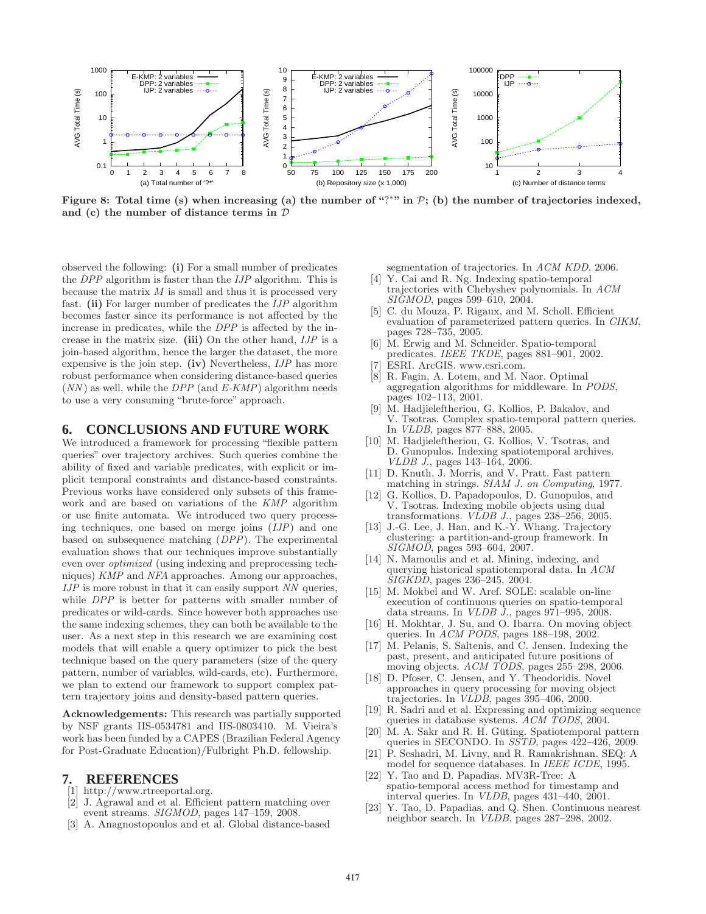1000
100
10
1
0.1
AVG Total Time (s)
E-KMP: 2 variables
DPP: 2 variables
IJP: 2 variables
0 1 2 3 4 5 6 7 8
(a) Total number of '?*'

10
9
8
7
6
5
4
3
2
1
0
AVG Total Time (s)
E-KMP: 2 variables
DPP: 2 variables
IJP: 2 variables
50 75 100 125 150 175 200
(b) Repository size (x 1,000)

100000
10000
1000
100
10
AVG Total Time (s)
DPP
IJP
1 2 3 4
(c) Number of distance terms

**Figure 8: Total time (s) when increasing (a) the number of "?\*" in $\mathcal{P}$; (b) the number of trajectories indexed, and (c) the number of distance terms in $\mathcal{D}$**

observed the following: **(i)** For a small number of predicates the *DPP* algorithm is faster than the *IJP* algorithm. This is because the matrix $M$ is small and thus it is processed very fast. **(ii)** For larger number of predicates the *IJP* algorithm becomes faster since its performance is not affected by the increase in predicates, while the *DPP* is affected by the increase in the matrix size. **(iii)** On the other hand, *IJP* is a join-based algorithm, hence the larger the dataset, the more expensive is the join step. **(iv)** Nevertheless, *IJP* has more robust performance when considering distance-based queries (*NN*) as well, while the *DPP* (and *E-KMP*) algorithm needs to use a very consuming "brute-force" approach.

## 6. CONCLUSIONS AND FUTURE WORK

We introduced a framework for processing "flexible pattern queries" over trajectory archives. Such queries combine the ability of fixed and variable predicates, with explicit or implicit temporal constraints and distance-based constraints. Previous works have considered only subsets of this framework and are based on variations of the *KMP* algorithm or use finite automata. We introduced two query processing techniques, one based on merge joins (*IJP*) and one based on subsequence matching (*DPP*). The experimental evaluation shows that our techniques improve substantially even over *optimized* (using indexing and preprocessing techniques) *KMP* and *NFA* approaches. Among our approaches, *IJP* is more robust in that it can easily support *NN* queries, while *DPP* is better for patterns with smaller number of predicates or wild-cards. Since however both approaches use the same indexing schemes, they can both be available to the user. As a next step in this research we are examining cost models that will enable a query optimizer to pick the best technique based on the query parameters (size of the query pattern, number of variables, wild-cards, etc). Furthermore, we plan to extend our framework to support complex pattern trajectory joins and density-based pattern queries.

**Acknowledgements:** This research was partially supported by NSF grants IIS-0534781 and IIS-0803410. M. Vieira's work has been funded by a CAPES (Brazilian Federal Agency for Post-Graduate Education)/Fulbright Ph.D. fellowship.

## 7. REFERENCES

[1] http://www.rtreeportal.org.

[2] J. Agrawal and et al. Efficient pattern matching over event streams. *SIGMOD*, pages 147–159, 2008.

[3] A. Anagnostopoulos and et al. Global distance-based segmentation of trajectories. In *ACM KDD*, 2006.

[4] Y. Cai and R. Ng. Indexing spatio-temporal trajectories with Chebyshev polynomials. In *ACM SIGMOD*, pages 599–610, 2004.

[5] C. du Mouza, P. Rigaux, and M. Scholl. Efficient evaluation of parameterized pattern queries. In *CIKM*, pages 728–735, 2005.

[6] M. Erwig and M. Schneider. Spatio-temporal predicates. *IEEE TKDE*, pages 881–901, 2002.

[7] ESRI. ArcGIS. www.esri.com.

[8] R. Fagin, A. Lotem, and M. Naor. Optimal aggregation algorithms for middleware. In *PODS*, pages 102–113, 2001.

[9] M. Hadjieleftheriou, G. Kollios, P. Bakalov, and V. Tsotras. Complex spatio-temporal pattern queries. In *VLDB*, pages 877–888, 2005.

[10] M. Hadjieleftheriou, G. Kollios, V. Tsotras, and D. Gunopulos. Indexing spatiotemporal archives. *VLDB J.*, pages 143–164, 2006.

[11] D. Knuth, J. Morris, and V. Pratt. Fast pattern matching in strings. *SIAM J. on Computing*, 1977.

[12] G. Kollios, D. Papadopoulos, D. Gunopulos, and V. Tsotras. Indexing mobile objects using dual transformations. *VLDB J.*, pages 238–256, 2005.

[13] J.-G. Lee, J. Han, and K.-Y. Whang. Trajectory clustering: a partition-and-group framework. In *SIGMOD*, pages 593–604, 2007.

[14] N. Mamoulis and et al. Mining, indexing, and querying historical spatiotemporal data. In *ACM SIGKDD*, pages 236–245, 2004.

[15] M. Mokbel and W. Aref. SOLE: scalable on-line execution of continuous queries on spatio-temporal data streams. In *VLDB J.*, pages 971–995, 2008.

[16] H. Mokhtar, J. Su, and O. Ibarra. On moving object queries. In *ACM PODS*, pages 188–198, 2002.

[17] M. Pelanis, S. Saltenis, and C. Jensen. Indexing the past, present, and anticipated future positions of moving objects. *ACM TODS*, pages 255–298, 2006.

[18] D. Pfoser, C. Jensen, and Y. Theodoridis. Novel approaches in query processing for moving object trajectories. In *VLDB*, pages 395–406, 2000.

[19] R. Sadri and et al. Expressing and optimizing sequence queries in database systems. *ACM TODS*, 2004.

[20] M. A. Sakr and R. H. Güting. Spatiotemporal pattern queries in SECONDO. In *SSTD*, pages 422–426, 2009.

[21] P. Seshadri, M. Livny, and R. Ramakrishnan. SEQ: A model for sequence databases. In *IEEE ICDE*, 1995.

[22] Y. Tao and D. Papadias. MV3R-Tree: A spatio-temporal access method for timestamp and interval queries. In *VLDB*, pages 431–440, 2001.

[23] Y. Tao, D. Papadias, and Q. Shen. Continuous nearest neighbor search. In *VLDB*, pages 287–298, 2002.